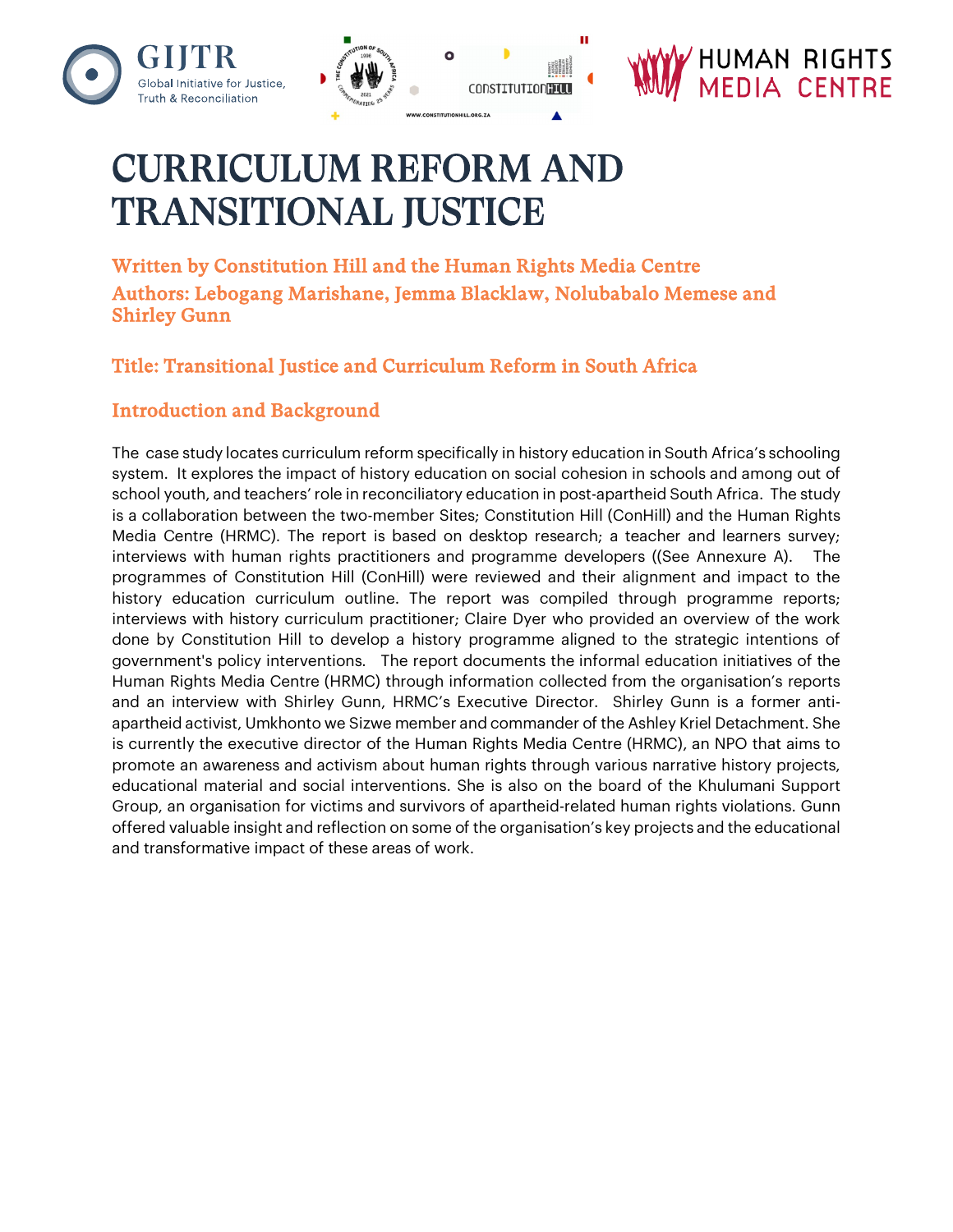# CURRICULUM REFORM AND TRANSITIONAL JUSTICE

**Written by Constitution Hill and the Human Rights Media Centre**
**Authors: Lebogang Marishane, Jemma Blacklaw, Nolubabalo Memese and Shirley Gunn**

## Title: Transitional Justice and Curriculum Reform in South Africa

## Introduction and Background

The case study locates curriculum reform specifically in history education in South Africa's schooling system. It explores the impact of history education on social cohesion in schools and among out of school youth, and teachers' role in reconciliatory education in post-apartheid South Africa. The study is a collaboration between the two-member Sites; Constitution Hill (ConHill) and the Human Rights Media Centre (HRMC). The report is based on desktop research; a teacher and learners survey; interviews with human rights practitioners and programme developers ((See Annexure A). The programmes of Constitution Hill (ConHill) were reviewed and their alignment and impact to the history education curriculum outline. The report was compiled through programme reports; interviews with history curriculum practitioner; Claire Dyer who provided an overview of the work done by Constitution Hill to develop a history programme aligned to the strategic intentions of government's policy interventions. The report documents the informal education initiatives of the Human Rights Media Centre (HRMC) through information collected from the organisation's reports and an interview with Shirley Gunn, HRMC's Executive Director. Shirley Gunn is a former anti-apartheid activist, Umkhonto we Sizwe member and commander of the Ashley Kriel Detachment. She is currently the executive director of the Human Rights Media Centre (HRMC), an NPO that aims to promote an awareness and activism about human rights through various narrative history projects, educational material and social interventions. She is also on the board of the Khulumani Support Group, an organisation for victims and survivors of apartheid-related human rights violations. Gunn offered valuable insight and reflection on some of the organisation's key projects and the educational and transformative impact of these areas of work.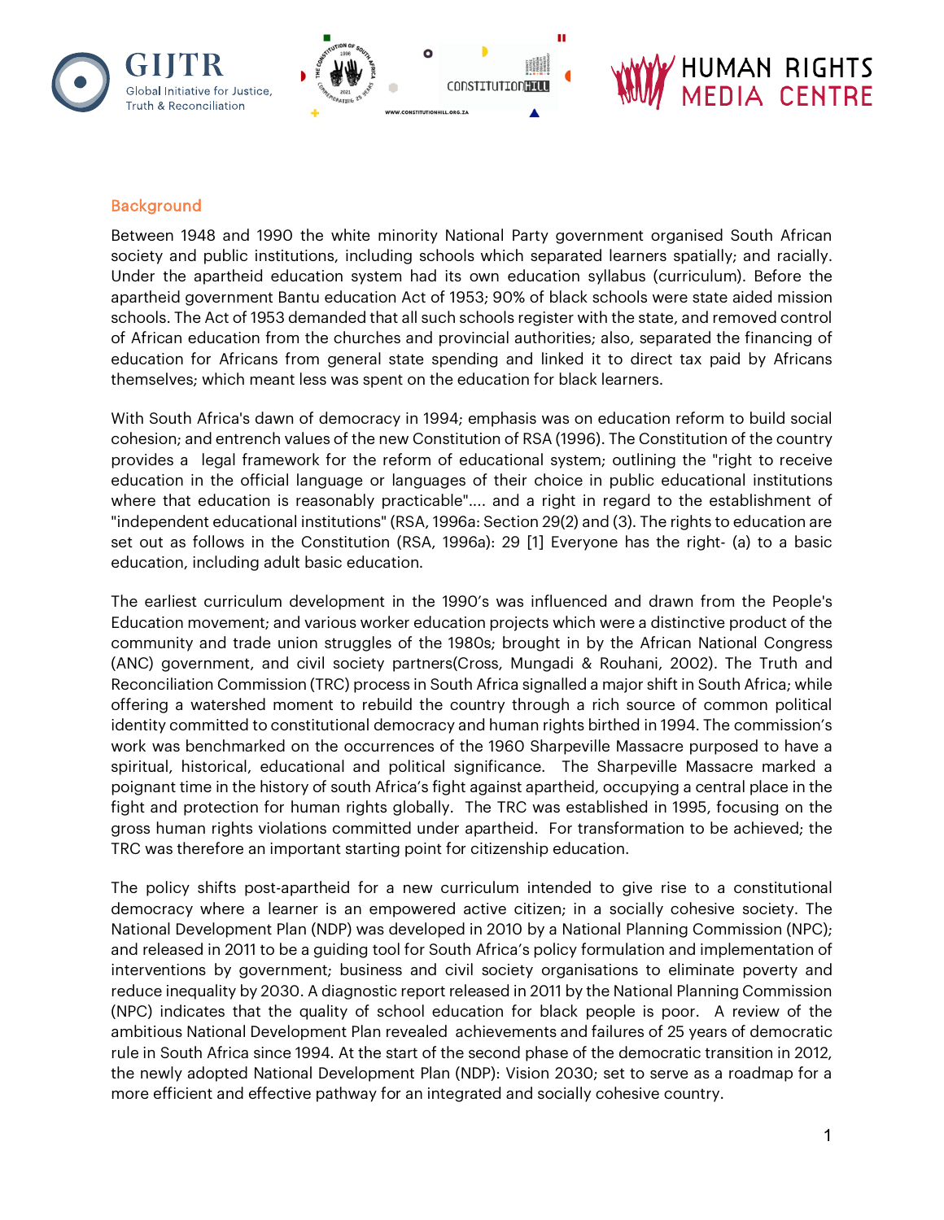## Background

Between 1948 and 1990 the white minority National Party government organised South African society and public institutions, including schools which separated learners spatially; and racially. Under the apartheid education system had its own education syllabus (curriculum). Before the apartheid government Bantu education Act of 1953; 90% of black schools were state aided mission schools. The Act of 1953 demanded that all such schools register with the state, and removed control of African education from the churches and provincial authorities; also, separated the financing of education for Africans from general state spending and linked it to direct tax paid by Africans themselves; which meant less was spent on the education for black learners.

With South Africa's dawn of democracy in 1994; emphasis was on education reform to build social cohesion; and entrench values of the new Constitution of RSA (1996). The Constitution of the country provides a legal framework for the reform of educational system; outlining the "right to receive education in the official language or languages of their choice in public educational institutions where that education is reasonably practicable".... and a right in regard to the establishment of "independent educational institutions" (RSA, 1996a: Section 29(2) and (3). The rights to education are set out as follows in the Constitution (RSA, 1996a): 29 [1] Everyone has the right- (a) to a basic education, including adult basic education.

The earliest curriculum development in the 1990's was influenced and drawn from the People's Education movement; and various worker education projects which were a distinctive product of the community and trade union struggles of the 1980s; brought in by the African National Congress (ANC) government, and civil society partners(Cross, Mungadi & Rouhani, 2002). The Truth and Reconciliation Commission (TRC) process in South Africa signalled a major shift in South Africa; while offering a watershed moment to rebuild the country through a rich source of common political identity committed to constitutional democracy and human rights birthed in 1994. The commission's work was benchmarked on the occurrences of the 1960 Sharpeville Massacre purposed to have a spiritual, historical, educational and political significance. The Sharpeville Massacre marked a poignant time in the history of south Africa's fight against apartheid, occupying a central place in the fight and protection for human rights globally. The TRC was established in 1995, focusing on the gross human rights violations committed under apartheid. For transformation to be achieved; the TRC was therefore an important starting point for citizenship education.

The policy shifts post-apartheid for a new curriculum intended to give rise to a constitutional democracy where a learner is an empowered active citizen; in a socially cohesive society. The National Development Plan (NDP) was developed in 2010 by a National Planning Commission (NPC); and released in 2011 to be a guiding tool for South Africa's policy formulation and implementation of interventions by government; business and civil society organisations to eliminate poverty and reduce inequality by 2030. A diagnostic report released in 2011 by the National Planning Commission (NPC) indicates that the quality of school education for black people is poor. A review of the ambitious National Development Plan revealed achievements and failures of 25 years of democratic rule in South Africa since 1994. At the start of the second phase of the democratic transition in 2012, the newly adopted National Development Plan (NDP): Vision 2030; set to serve as a roadmap for a more efficient and effective pathway for an integrated and socially cohesive country.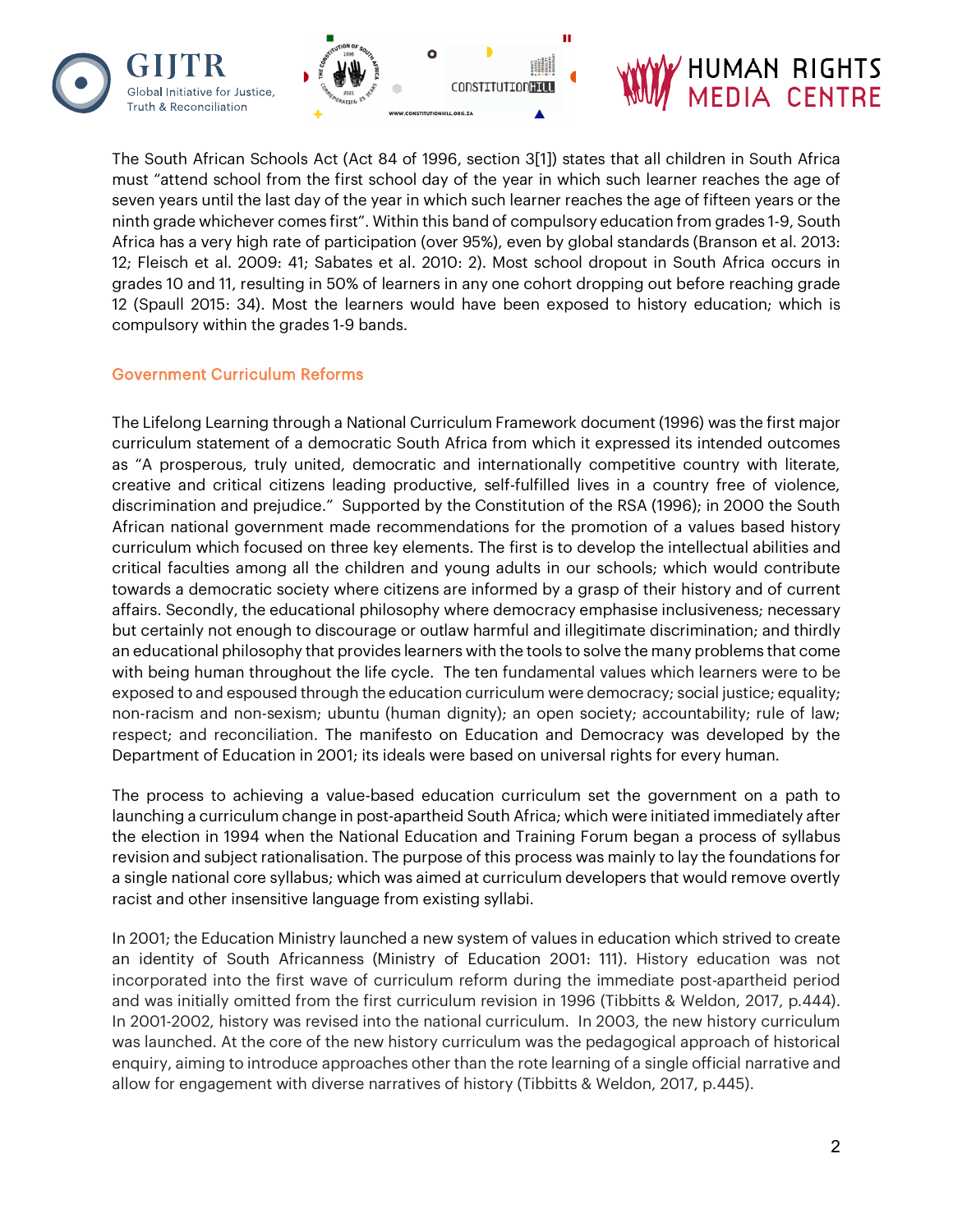The South African Schools Act (Act 84 of 1996, section 3[1]) states that all children in South Africa must "attend school from the first school day of the year in which such learner reaches the age of seven years until the last day of the year in which such learner reaches the age of fifteen years or the ninth grade whichever comes first". Within this band of compulsory education from grades 1-9, South Africa has a very high rate of participation (over 95%), even by global standards (Branson et al. 2013: 12; Fleisch et al. 2009: 41; Sabates et al. 2010: 2). Most school dropout in South Africa occurs in grades 10 and 11, resulting in 50% of learners in any one cohort dropping out before reaching grade 12 (Spaull 2015: 34). Most the learners would have been exposed to history education; which is compulsory within the grades 1-9 bands.

## Government Curriculum Reforms

The Lifelong Learning through a National Curriculum Framework document (1996) was the first major curriculum statement of a democratic South Africa from which it expressed its intended outcomes as "A prosperous, truly united, democratic and internationally competitive country with literate, creative and critical citizens leading productive, self-fulfilled lives in a country free of violence, discrimination and prejudice." Supported by the Constitution of the RSA (1996); in 2000 the South African national government made recommendations for the promotion of a values based history curriculum which focused on three key elements. The first is to develop the intellectual abilities and critical faculties among all the children and young adults in our schools; which would contribute towards a democratic society where citizens are informed by a grasp of their history and of current affairs. Secondly, the educational philosophy where democracy emphasise inclusiveness; necessary but certainly not enough to discourage or outlaw harmful and illegitimate discrimination; and thirdly an educational philosophy that provides learners with the tools to solve the many problems that come with being human throughout the life cycle. The ten fundamental values which learners were to be exposed to and espoused through the education curriculum were democracy; social justice; equality; non-racism and non-sexism; ubuntu (human dignity); an open society; accountability; rule of law; respect; and reconciliation. The manifesto on Education and Democracy was developed by the Department of Education in 2001; its ideals were based on universal rights for every human.

The process to achieving a value-based education curriculum set the government on a path to launching a curriculum change in post-apartheid South Africa; which were initiated immediately after the election in 1994 when the National Education and Training Forum began a process of syllabus revision and subject rationalisation. The purpose of this process was mainly to lay the foundations for a single national core syllabus; which was aimed at curriculum developers that would remove overtly racist and other insensitive language from existing syllabi.

In 2001; the Education Ministry launched a new system of values in education which strived to create an identity of South Africanness (Ministry of Education 2001: 111). History education was not incorporated into the first wave of curriculum reform during the immediate post-apartheid period and was initially omitted from the first curriculum revision in 1996 (Tibbitts & Weldon, 2017, p.444). In 2001-2002, history was revised into the national curriculum. In 2003, the new history curriculum was launched. At the core of the new history curriculum was the pedagogical approach of historical enquiry, aiming to introduce approaches other than the rote learning of a single official narrative and allow for engagement with diverse narratives of history (Tibbitts & Weldon, 2017, p.445).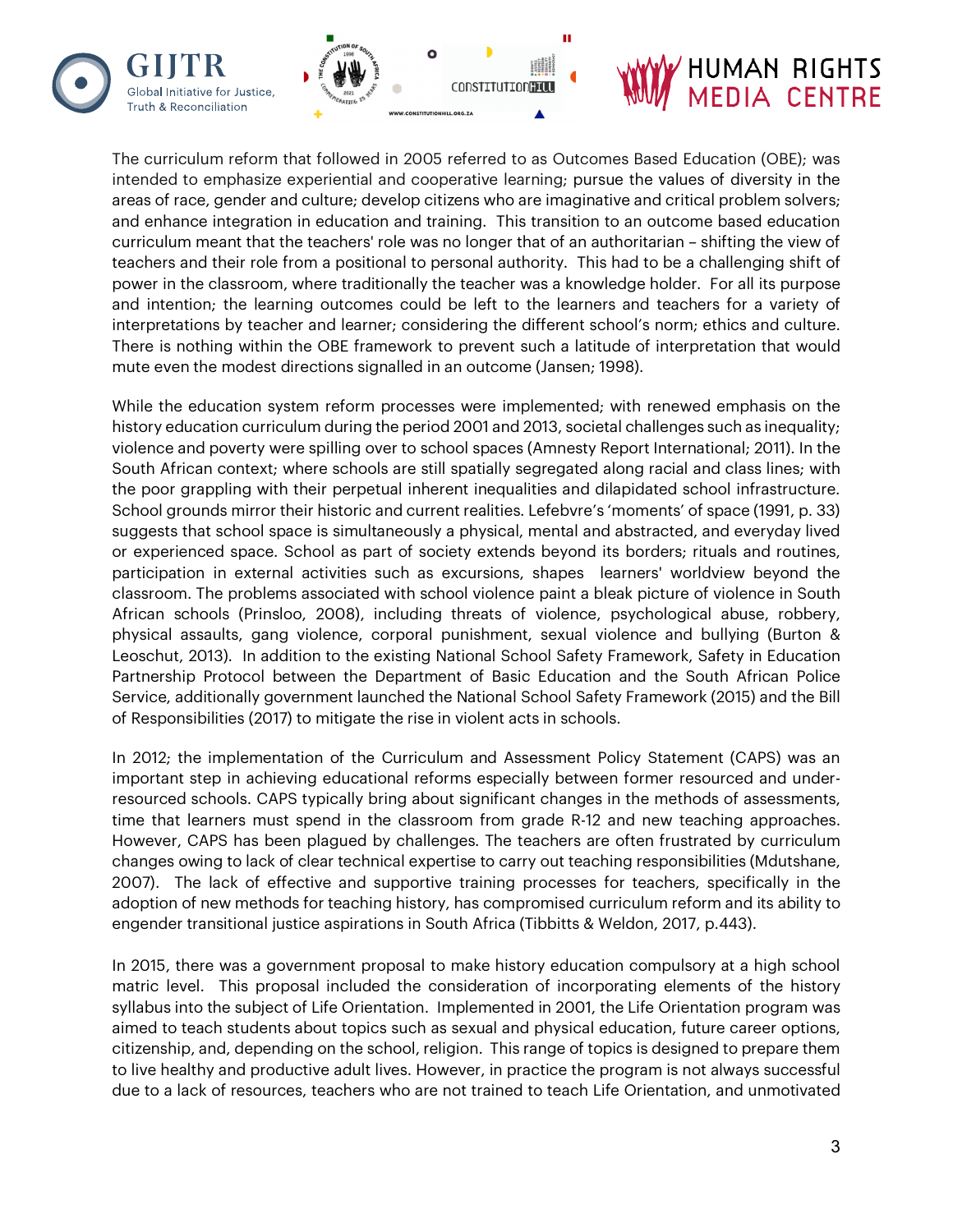The curriculum reform that followed in 2005 referred to as Outcomes Based Education (OBE); was intended to emphasize experiential and cooperative learning; pursue the values of diversity in the areas of race, gender and culture; develop citizens who are imaginative and critical problem solvers; and enhance integration in education and training. This transition to an outcome based education curriculum meant that the teachers' role was no longer that of an authoritarian – shifting the view of teachers and their role from a positional to personal authority. This had to be a challenging shift of power in the classroom, where traditionally the teacher was a knowledge holder. For all its purpose and intention; the learning outcomes could be left to the learners and teachers for a variety of interpretations by teacher and learner; considering the different school's norm; ethics and culture. There is nothing within the OBE framework to prevent such a latitude of interpretation that would mute even the modest directions signalled in an outcome (Jansen; 1998).

While the education system reform processes were implemented; with renewed emphasis on the history education curriculum during the period 2001 and 2013, societal challenges such as inequality; violence and poverty were spilling over to school spaces (Amnesty Report International; 2011). In the South African context; where schools are still spatially segregated along racial and class lines; with the poor grappling with their perpetual inherent inequalities and dilapidated school infrastructure. School grounds mirror their historic and current realities. Lefebvre's 'moments' of space (1991, p. 33) suggests that school space is simultaneously a physical, mental and abstracted, and everyday lived or experienced space. School as part of society extends beyond its borders; rituals and routines, participation in external activities such as excursions, shapes learners' worldview beyond the classroom. The problems associated with school violence paint a bleak picture of violence in South African schools (Prinsloo, 2008), including threats of violence, psychological abuse, robbery, physical assaults, gang violence, corporal punishment, sexual violence and bullying (Burton & Leoschut, 2013). In addition to the existing National School Safety Framework, Safety in Education Partnership Protocol between the Department of Basic Education and the South African Police Service, additionally government launched the National School Safety Framework (2015) and the Bill of Responsibilities (2017) to mitigate the rise in violent acts in schools.

In 2012; the implementation of the Curriculum and Assessment Policy Statement (CAPS) was an important step in achieving educational reforms especially between former resourced and under-resourced schools. CAPS typically bring about significant changes in the methods of assessments, time that learners must spend in the classroom from grade R-12 and new teaching approaches. However, CAPS has been plagued by challenges. The teachers are often frustrated by curriculum changes owing to lack of clear technical expertise to carry out teaching responsibilities (Mdutshane, 2007). The lack of effective and supportive training processes for teachers, specifically in the adoption of new methods for teaching history, has compromised curriculum reform and its ability to engender transitional justice aspirations in South Africa (Tibbitts & Weldon, 2017, p.443).

In 2015, there was a government proposal to make history education compulsory at a high school matric level. This proposal included the consideration of incorporating elements of the history syllabus into the subject of Life Orientation. Implemented in 2001, the Life Orientation program was aimed to teach students about topics such as sexual and physical education, future career options, citizenship, and, depending on the school, religion. This range of topics is designed to prepare them to live healthy and productive adult lives. However, in practice the program is not always successful due to a lack of resources, teachers who are not trained to teach Life Orientation, and unmotivated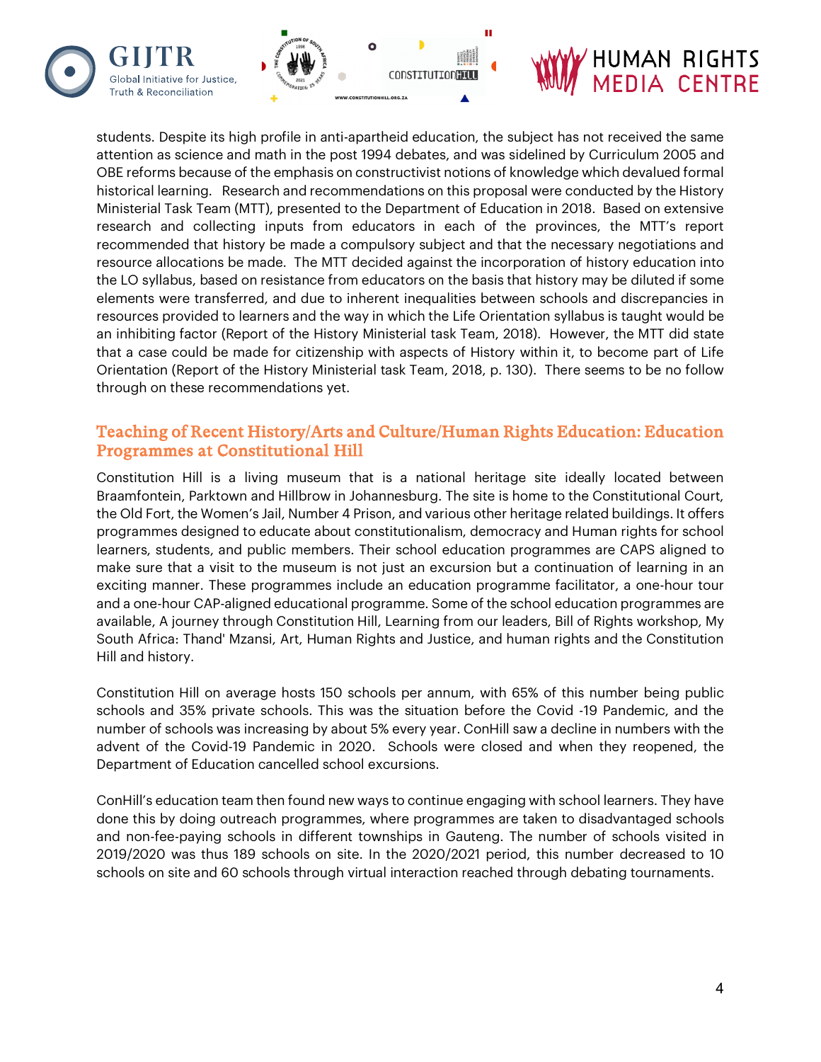students. Despite its high profile in anti-apartheid education, the subject has not received the same attention as science and math in the post 1994 debates, and was sidelined by Curriculum 2005 and OBE reforms because of the emphasis on constructivist notions of knowledge which devalued formal historical learning. Research and recommendations on this proposal were conducted by the History Ministerial Task Team (MTT), presented to the Department of Education in 2018. Based on extensive research and collecting inputs from educators in each of the provinces, the MTT's report recommended that history be made a compulsory subject and that the necessary negotiations and resource allocations be made. The MTT decided against the incorporation of history education into the LO syllabus, based on resistance from educators on the basis that history may be diluted if some elements were transferred, and due to inherent inequalities between schools and discrepancies in resources provided to learners and the way in which the Life Orientation syllabus is taught would be an inhibiting factor (Report of the History Ministerial task Team, 2018). However, the MTT did state that a case could be made for citizenship with aspects of History within it, to become part of Life Orientation (Report of the History Ministerial task Team, 2018, p. 130). There seems to be no follow through on these recommendations yet.

## Teaching of Recent History/Arts and Culture/Human Rights Education: Education Programmes at Constitutional Hill

Constitution Hill is a living museum that is a national heritage site ideally located between Braamfontein, Parktown and Hillbrow in Johannesburg. The site is home to the Constitutional Court, the Old Fort, the Women's Jail, Number 4 Prison, and various other heritage related buildings. It offers programmes designed to educate about constitutionalism, democracy and Human rights for school learners, students, and public members. Their school education programmes are CAPS aligned to make sure that a visit to the museum is not just an excursion but a continuation of learning in an exciting manner. These programmes include an education programme facilitator, a one-hour tour and a one-hour CAP-aligned educational programme. Some of the school education programmes are available, A journey through Constitution Hill, Learning from our leaders, Bill of Rights workshop, My South Africa: Thand' Mzansi, Art, Human Rights and Justice, and human rights and the Constitution Hill and history.

Constitution Hill on average hosts 150 schools per annum, with 65% of this number being public schools and 35% private schools. This was the situation before the Covid -19 Pandemic, and the number of schools was increasing by about 5% every year. ConHill saw a decline in numbers with the advent of the Covid-19 Pandemic in 2020. Schools were closed and when they reopened, the Department of Education cancelled school excursions.

ConHill's education team then found new ways to continue engaging with school learners. They have done this by doing outreach programmes, where programmes are taken to disadvantaged schools and non-fee-paying schools in different townships in Gauteng. The number of schools visited in 2019/2020 was thus 189 schools on site. In the 2020/2021 period, this number decreased to 10 schools on site and 60 schools through virtual interaction reached through debating tournaments.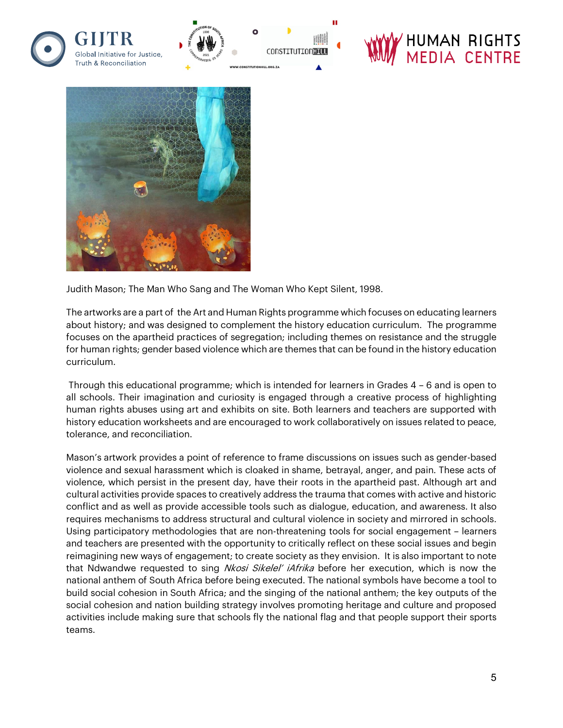Judith Mason; The Man Who Sang and The Woman Who Kept Silent, 1998.

The artworks are a part of the Art and Human Rights programme which focuses on educating learners about history; and was designed to complement the history education curriculum. The programme focuses on the apartheid practices of segregation; including themes on resistance and the struggle for human rights; gender based violence which are themes that can be found in the history education curriculum.

Through this educational programme; which is intended for learners in Grades 4 – 6 and is open to all schools. Their imagination and curiosity is engaged through a creative process of highlighting human rights abuses using art and exhibits on site. Both learners and teachers are supported with history education worksheets and are encouraged to work collaboratively on issues related to peace, tolerance, and reconciliation.

Mason's artwork provides a point of reference to frame discussions on issues such as gender-based violence and sexual harassment which is cloaked in shame, betrayal, anger, and pain. These acts of violence, which persist in the present day, have their roots in the apartheid past. Although art and cultural activities provide spaces to creatively address the trauma that comes with active and historic conflict and as well as provide accessible tools such as dialogue, education, and awareness. It also requires mechanisms to address structural and cultural violence in society and mirrored in schools. Using participatory methodologies that are non-threatening tools for social engagement – learners and teachers are presented with the opportunity to critically reflect on these social issues and begin reimagining new ways of engagement; to create society as they envision. It is also important to note that Ndwandwe requested to sing *Nkosi Sikelel' iAfrika* before her execution, which is now the national anthem of South Africa before being executed. The national symbols have become a tool to build social cohesion in South Africa; and the singing of the national anthem; the key outputs of the social cohesion and nation building strategy involves promoting heritage and culture and proposed activities include making sure that schools fly the national flag and that people support their sports teams.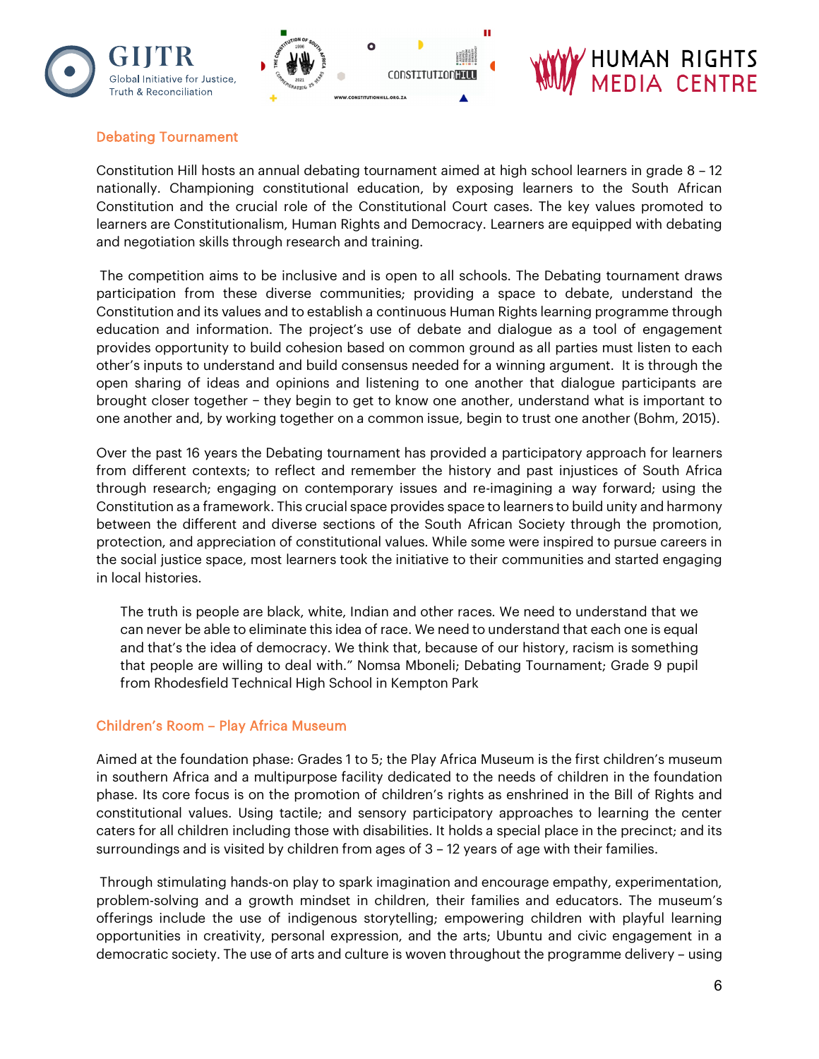### Debating Tournament

Constitution Hill hosts an annual debating tournament aimed at high school learners in grade 8 – 12 nationally. Championing constitutional education, by exposing learners to the South African Constitution and the crucial role of the Constitutional Court cases. The key values promoted to learners are Constitutionalism, Human Rights and Democracy. Learners are equipped with debating and negotiation skills through research and training.

The competition aims to be inclusive and is open to all schools. The Debating tournament draws participation from these diverse communities; providing a space to debate, understand the Constitution and its values and to establish a continuous Human Rights learning programme through education and information. The project's use of debate and dialogue as a tool of engagement provides opportunity to build cohesion based on common ground as all parties must listen to each other's inputs to understand and build consensus needed for a winning argument. It is through the open sharing of ideas and opinions and listening to one another that dialogue participants are brought closer together – they begin to get to know one another, understand what is important to one another and, by working together on a common issue, begin to trust one another (Bohm, 2015).

Over the past 16 years the Debating tournament has provided a participatory approach for learners from different contexts; to reflect and remember the history and past injustices of South Africa through research; engaging on contemporary issues and re-imagining a way forward; using the Constitution as a framework. This crucial space provides space to learners to build unity and harmony between the different and diverse sections of the South African Society through the promotion, protection, and appreciation of constitutional values. While some were inspired to pursue careers in the social justice space, most learners took the initiative to their communities and started engaging in local histories.

> The truth is people are black, white, Indian and other races. We need to understand that we can never be able to eliminate this idea of race. We need to understand that each one is equal and that's the idea of democracy. We think that, because of our history, racism is something that people are willing to deal with." Nomsa Mboneli; Debating Tournament; Grade 9 pupil from Rhodesfield Technical High School in Kempton Park

### Children's Room – Play Africa Museum

Aimed at the foundation phase: Grades 1 to 5; the Play Africa Museum is the first children's museum in southern Africa and a multipurpose facility dedicated to the needs of children in the foundation phase. Its core focus is on the promotion of children's rights as enshrined in the Bill of Rights and constitutional values. Using tactile; and sensory participatory approaches to learning the center caters for all children including those with disabilities. It holds a special place in the precinct; and its surroundings and is visited by children from ages of 3 – 12 years of age with their families.

Through stimulating hands-on play to spark imagination and encourage empathy, experimentation, problem-solving and a growth mindset in children, their families and educators. The museum's offerings include the use of indigenous storytelling; empowering children with playful learning opportunities in creativity, personal expression, and the arts; Ubuntu and civic engagement in a democratic society. The use of arts and culture is woven throughout the programme delivery – using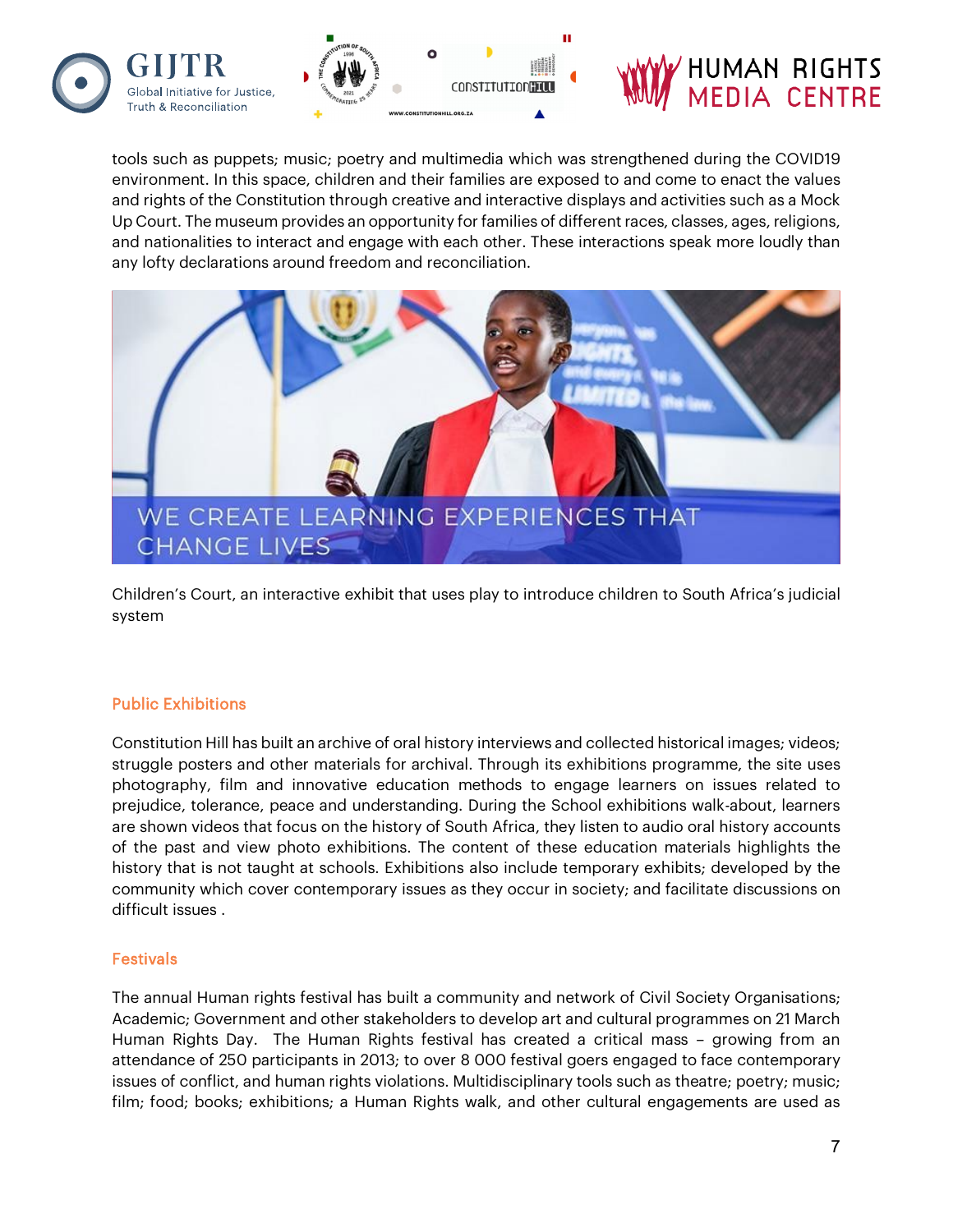tools such as puppets; music; poetry and multimedia which was strengthened during the COVID19 environment. In this space, children and their families are exposed to and come to enact the values and rights of the Constitution through creative and interactive displays and activities such as a Mock Up Court. The museum provides an opportunity for families of different races, classes, ages, religions, and nationalities to interact and engage with each other. These interactions speak more loudly than any lofty declarations around freedom and reconciliation.

Children's Court, an interactive exhibit that uses play to introduce children to South Africa's judicial system

## Public Exhibitions

Constitution Hill has built an archive of oral history interviews and collected historical images; videos; struggle posters and other materials for archival. Through its exhibitions programme, the site uses photography, film and innovative education methods to engage learners on issues related to prejudice, tolerance, peace and understanding. During the School exhibitions walk-about, learners are shown videos that focus on the history of South Africa, they listen to audio oral history accounts of the past and view photo exhibitions. The content of these education materials highlights the history that is not taught at schools. Exhibitions also include temporary exhibits; developed by the community which cover contemporary issues as they occur in society; and facilitate discussions on difficult issues .

## Festivals

The annual Human rights festival has built a community and network of Civil Society Organisations; Academic; Government and other stakeholders to develop art and cultural programmes on 21 March Human Rights Day. The Human Rights festival has created a critical mass – growing from an attendance of 250 participants in 2013; to over 8 000 festival goers engaged to face contemporary issues of conflict, and human rights violations. Multidisciplinary tools such as theatre; poetry; music; film; food; books; exhibitions; a Human Rights walk, and other cultural engagements are used as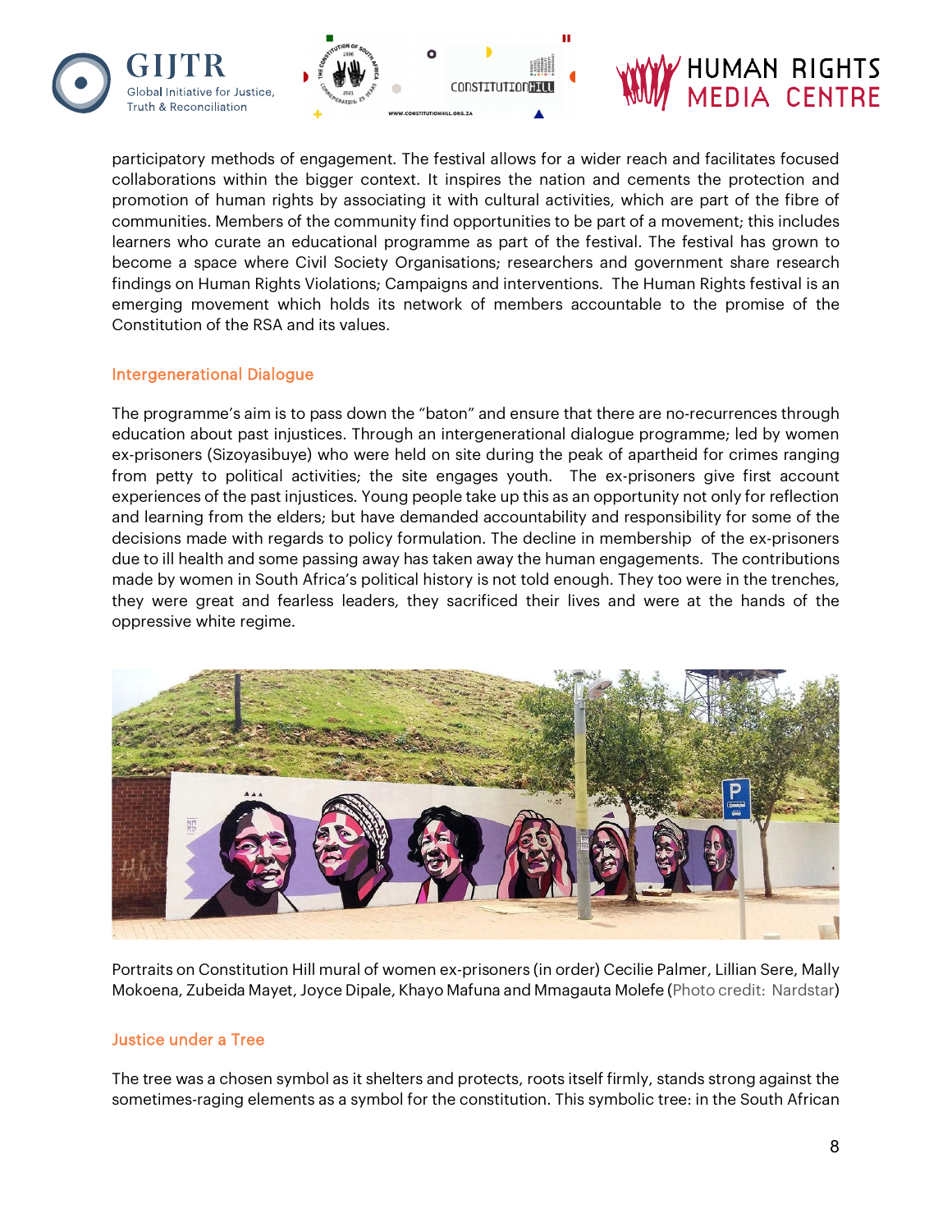participatory methods of engagement. The festival allows for a wider reach and facilitates focused collaborations within the bigger context. It inspires the nation and cements the protection and promotion of human rights by associating it with cultural activities, which are part of the fibre of communities. Members of the community find opportunities to be part of a movement; this includes learners who curate an educational programme as part of the festival. The festival has grown to become a space where Civil Society Organisations; researchers and government share research findings on Human Rights Violations; Campaigns and interventions. The Human Rights festival is an emerging movement which holds its network of members accountable to the promise of the Constitution of the RSA and its values.

### Intergenerational Dialogue

The programme's aim is to pass down the "baton" and ensure that there are no-recurrences through education about past injustices. Through an intergenerational dialogue programme; led by women ex-prisoners (Sizoyasibuye) who were held on site during the peak of apartheid for crimes ranging from petty to political activities; the site engages youth. The ex-prisoners give first account experiences of the past injustices. Young people take up this as an opportunity not only for reflection and learning from the elders; but have demanded accountability and responsibility for some of the decisions made with regards to policy formulation. The decline in membership of the ex-prisoners due to ill health and some passing away has taken away the human engagements. The contributions made by women in South Africa's political history is not told enough. They too were in the trenches, they were great and fearless leaders, they sacrificed their lives and were at the hands of the oppressive white regime.

Portraits on Constitution Hill mural of women ex-prisoners (in order) Cecilie Palmer, Lillian Sere, Mally Mokoena, Zubeida Mayet, Joyce Dipale, Khayo Mafuna and Mmagauta Molefe (Photo credit: Nardstar)

### Justice under a Tree

The tree was a chosen symbol as it shelters and protects, roots itself firmly, stands strong against the sometimes-raging elements as a symbol for the constitution. This symbolic tree: in the South African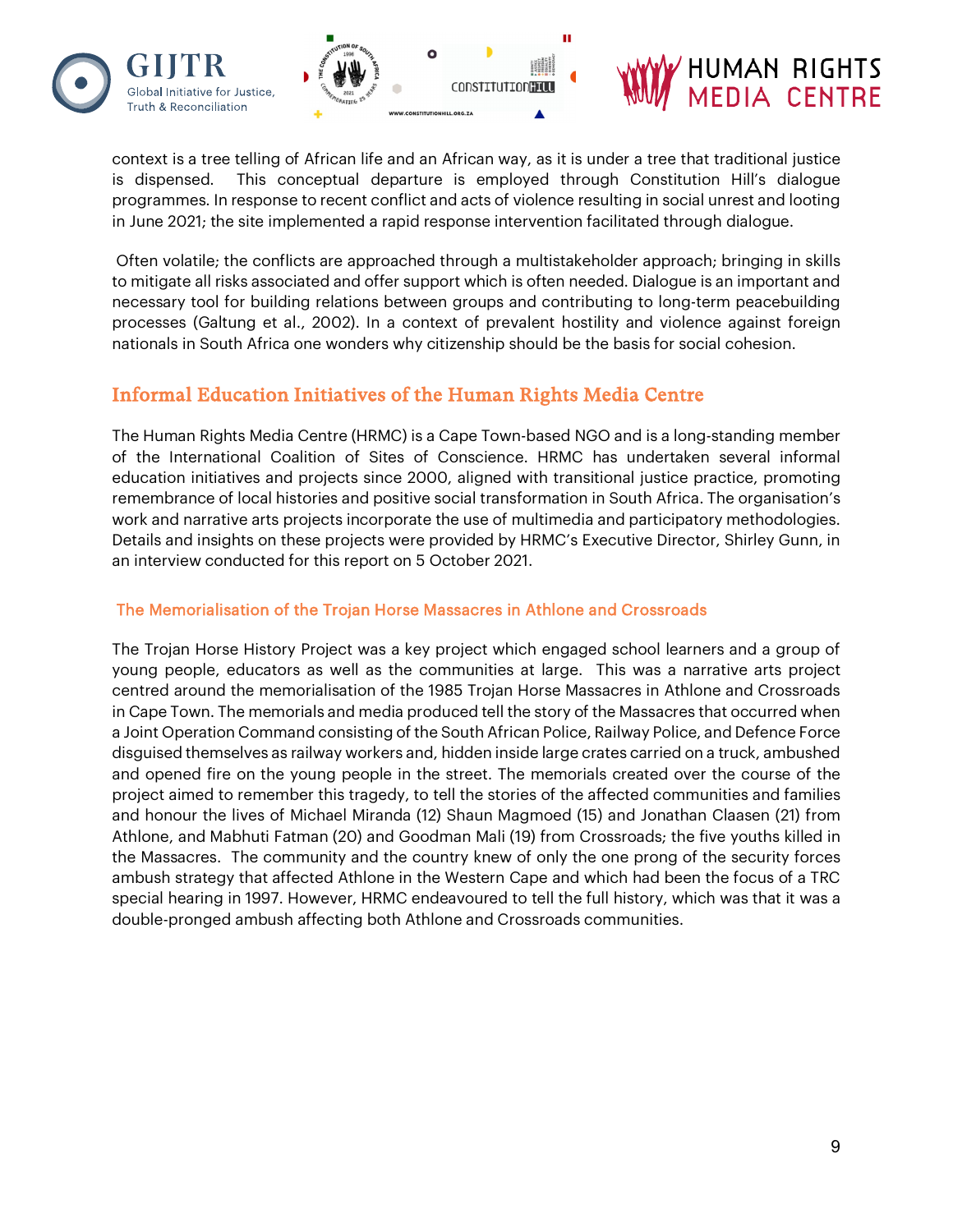context is a tree telling of African life and an African way, as it is under a tree that traditional justice is dispensed. This conceptual departure is employed through Constitution Hill's dialogue programmes. In response to recent conflict and acts of violence resulting in social unrest and looting in June 2021; the site implemented a rapid response intervention facilitated through dialogue.

Often volatile; the conflicts are approached through a multistakeholder approach; bringing in skills to mitigate all risks associated and offer support which is often needed. Dialogue is an important and necessary tool for building relations between groups and contributing to long-term peacebuilding processes (Galtung et al., 2002). In a context of prevalent hostility and violence against foreign nationals in South Africa one wonders why citizenship should be the basis for social cohesion.

## Informal Education Initiatives of the Human Rights Media Centre

The Human Rights Media Centre (HRMC) is a Cape Town-based NGO and is a long-standing member of the International Coalition of Sites of Conscience. HRMC has undertaken several informal education initiatives and projects since 2000, aligned with transitional justice practice, promoting remembrance of local histories and positive social transformation in South Africa. The organisation's work and narrative arts projects incorporate the use of multimedia and participatory methodologies. Details and insights on these projects were provided by HRMC's Executive Director, Shirley Gunn, in an interview conducted for this report on 5 October 2021.

### The Memorialisation of the Trojan Horse Massacres in Athlone and Crossroads

The Trojan Horse History Project was a key project which engaged school learners and a group of young people, educators as well as the communities at large. This was a narrative arts project centred around the memorialisation of the 1985 Trojan Horse Massacres in Athlone and Crossroads in Cape Town. The memorials and media produced tell the story of the Massacres that occurred when a Joint Operation Command consisting of the South African Police, Railway Police, and Defence Force disguised themselves as railway workers and, hidden inside large crates carried on a truck, ambushed and opened fire on the young people in the street. The memorials created over the course of the project aimed to remember this tragedy, to tell the stories of the affected communities and families and honour the lives of Michael Miranda (12) Shaun Magmoed (15) and Jonathan Claasen (21) from Athlone, and Mabhuti Fatman (20) and Goodman Mali (19) from Crossroads; the five youths killed in the Massacres. The community and the country knew of only the one prong of the security forces ambush strategy that affected Athlone in the Western Cape and which had been the focus of a TRC special hearing in 1997. However, HRMC endeavoured to tell the full history, which was that it was a double-pronged ambush affecting both Athlone and Crossroads communities.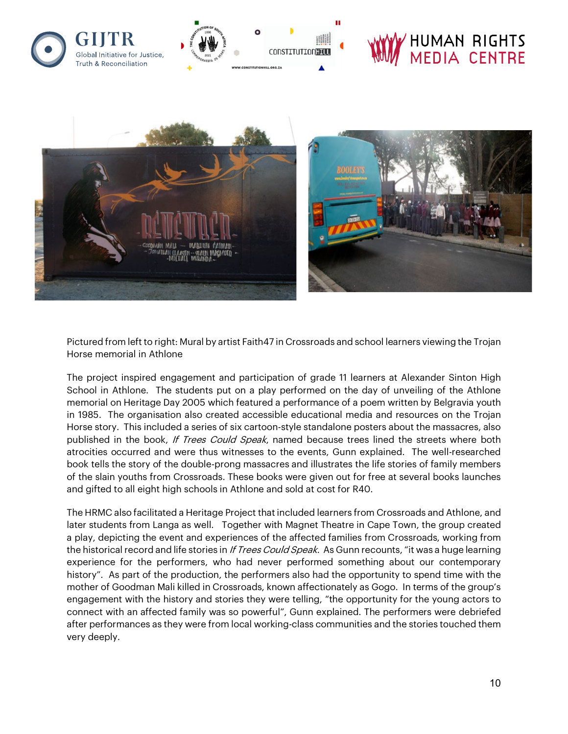Pictured from left to right: Mural by artist Faith47 in Crossroads and school learners viewing the Trojan Horse memorial in Athlone

The project inspired engagement and participation of grade 11 learners at Alexander Sinton High School in Athlone. The students put on a play performed on the day of unveiling of the Athlone memorial on Heritage Day 2005 which featured a performance of a poem written by Belgravia youth in 1985. The organisation also created accessible educational media and resources on the Trojan Horse story. This included a series of six cartoon-style standalone posters about the massacres, also published in the book, *If Trees Could Speak*, named because trees lined the streets where both atrocities occurred and were thus witnesses to the events, Gunn explained. The well-researched book tells the story of the double-prong massacres and illustrates the life stories of family members of the slain youths from Crossroads. These books were given out for free at several books launches and gifted to all eight high schools in Athlone and sold at cost for R40.

The HRMC also facilitated a Heritage Project that included learners from Crossroads and Athlone, and later students from Langa as well. Together with Magnet Theatre in Cape Town, the group created a play, depicting the event and experiences of the affected families from Crossroads, working from the historical record and life stories in *If Trees Could Speak*. As Gunn recounts, "it was a huge learning experience for the performers, who had never performed something about our contemporary history". As part of the production, the performers also had the opportunity to spend time with the mother of Goodman Mali killed in Crossroads, known affectionately as Gogo. In terms of the group's engagement with the history and stories they were telling, "the opportunity for the young actors to connect with an affected family was so powerful", Gunn explained. The performers were debriefed after performances as they were from local working-class communities and the stories touched them very deeply.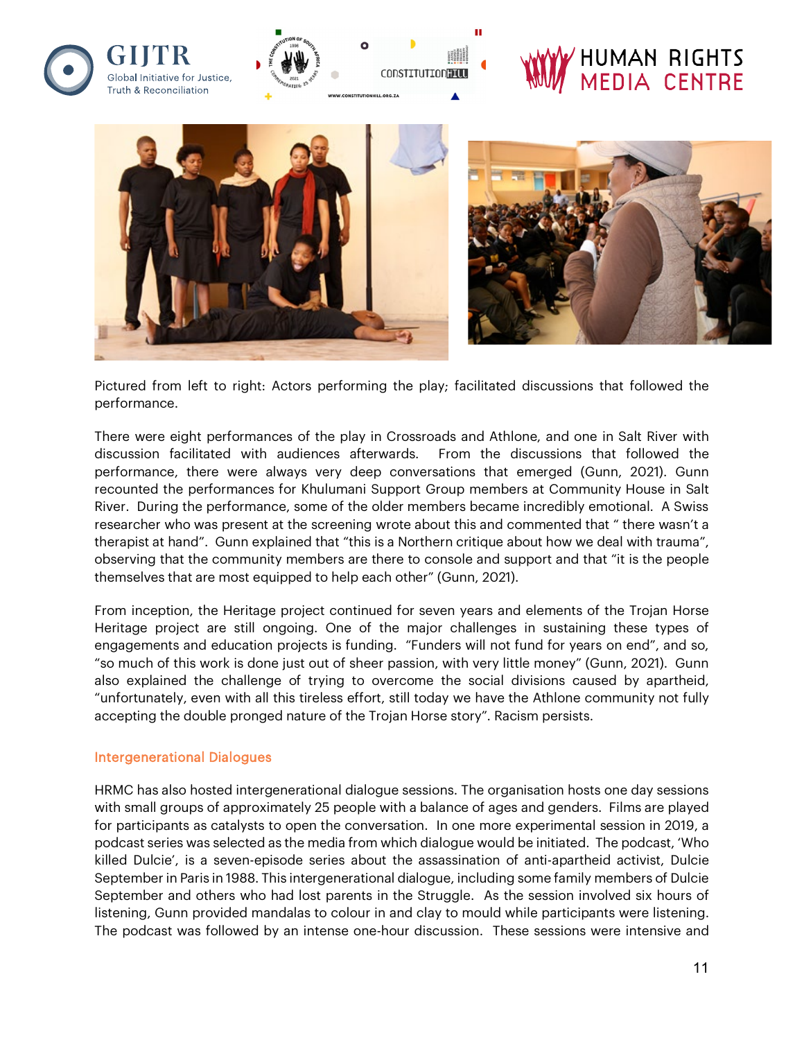Pictured from left to right: Actors performing the play; facilitated discussions that followed the performance.

There were eight performances of the play in Crossroads and Athlone, and one in Salt River with discussion facilitated with audiences afterwards. From the discussions that followed the performance, there were always very deep conversations that emerged (Gunn, 2021). Gunn recounted the performances for Khulumani Support Group members at Community House in Salt River. During the performance, some of the older members became incredibly emotional. A Swiss researcher who was present at the screening wrote about this and commented that " there wasn't a therapist at hand". Gunn explained that "this is a Northern critique about how we deal with trauma", observing that the community members are there to console and support and that "it is the people themselves that are most equipped to help each other" (Gunn, 2021).

From inception, the Heritage project continued for seven years and elements of the Trojan Horse Heritage project are still ongoing. One of the major challenges in sustaining these types of engagements and education projects is funding. "Funders will not fund for years on end", and so, "so much of this work is done just out of sheer passion, with very little money" (Gunn, 2021). Gunn also explained the challenge of trying to overcome the social divisions caused by apartheid, "unfortunately, even with all this tireless effort, still today we have the Athlone community not fully accepting the double pronged nature of the Trojan Horse story". Racism persists.

## Intergenerational Dialogues

HRMC has also hosted intergenerational dialogue sessions. The organisation hosts one day sessions with small groups of approximately 25 people with a balance of ages and genders. Films are played for participants as catalysts to open the conversation. In one more experimental session in 2019, a podcast series was selected as the media from which dialogue would be initiated. The podcast, 'Who killed Dulcie', is a seven-episode series about the assassination of anti-apartheid activist, Dulcie September in Paris in 1988. This intergenerational dialogue, including some family members of Dulcie September and others who had lost parents in the Struggle. As the session involved six hours of listening, Gunn provided mandalas to colour in and clay to mould while participants were listening. The podcast was followed by an intense one-hour discussion. These sessions were intensive and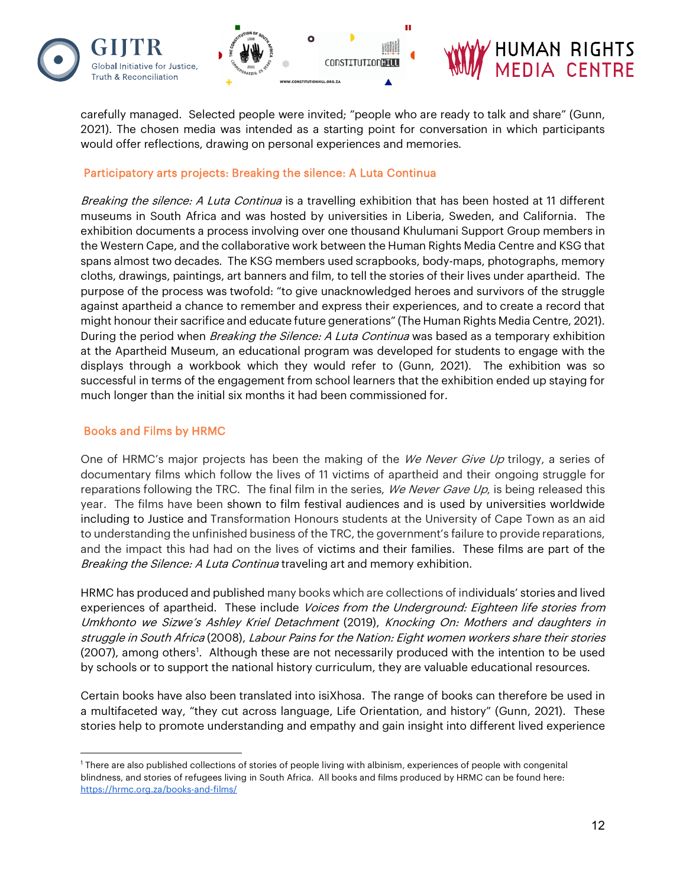carefully managed. Selected people were invited; "people who are ready to talk and share" (Gunn, 2021). The chosen media was intended as a starting point for conversation in which participants would offer reflections, drawing on personal experiences and memories.

## Participatory arts projects: Breaking the silence: A Luta Continua

*Breaking the silence: A Luta Continua* is a travelling exhibition that has been hosted at 11 different museums in South Africa and was hosted by universities in Liberia, Sweden, and California. The exhibition documents a process involving over one thousand Khulumani Support Group members in the Western Cape, and the collaborative work between the Human Rights Media Centre and KSG that spans almost two decades. The KSG members used scrapbooks, body-maps, photographs, memory cloths, drawings, paintings, art banners and film, to tell the stories of their lives under apartheid. The purpose of the process was twofold: "to give unacknowledged heroes and survivors of the struggle against apartheid a chance to remember and express their experiences, and to create a record that might honour their sacrifice and educate future generations" (The Human Rights Media Centre, 2021). During the period when *Breaking the Silence: A Luta Continua* was based as a temporary exhibition at the Apartheid Museum, an educational program was developed for students to engage with the displays through a workbook which they would refer to (Gunn, 2021). The exhibition was so successful in terms of the engagement from school learners that the exhibition ended up staying for much longer than the initial six months it had been commissioned for.

## Books and Films by HRMC

One of HRMC's major projects has been the making of the *We Never Give Up* trilogy, a series of documentary films which follow the lives of 11 victims of apartheid and their ongoing struggle for reparations following the TRC. The final film in the series, *We Never Gave Up*, is being released this year. The films have been shown to film festival audiences and is used by universities worldwide including to Justice and Transformation Honours students at the University of Cape Town as an aid to understanding the unfinished business of the TRC, the government's failure to provide reparations, and the impact this had had on the lives of victims and their families. These films are part of the *Breaking the Silence: A Luta Continua* traveling art and memory exhibition.

HRMC has produced and published many books which are collections of individuals' stories and lived experiences of apartheid. These include *Voices from the Underground: Eighteen life stories from Umkhonto we Sizwe's Ashley Kriel Detachment* (2019), *Knocking On: Mothers and daughters in struggle in South Africa* (2008), *Labour Pains for the Nation: Eight women workers share their stories* (2007), among others[1]. Although these are not necessarily produced with the intention to be used by schools or to support the national history curriculum, they are valuable educational resources.

Certain books have also been translated into isiXhosa. The range of books can therefore be used in a multifaceted way, "they cut across language, Life Orientation, and history" (Gunn, 2021). These stories help to promote understanding and empathy and gain insight into different lived experience

[1] There are also published collections of stories of people living with albinism, experiences of people with congenital blindness, and stories of refugees living in South Africa. All books and films produced by HRMC can be found here: https://hrmc.org.za/books-and-films/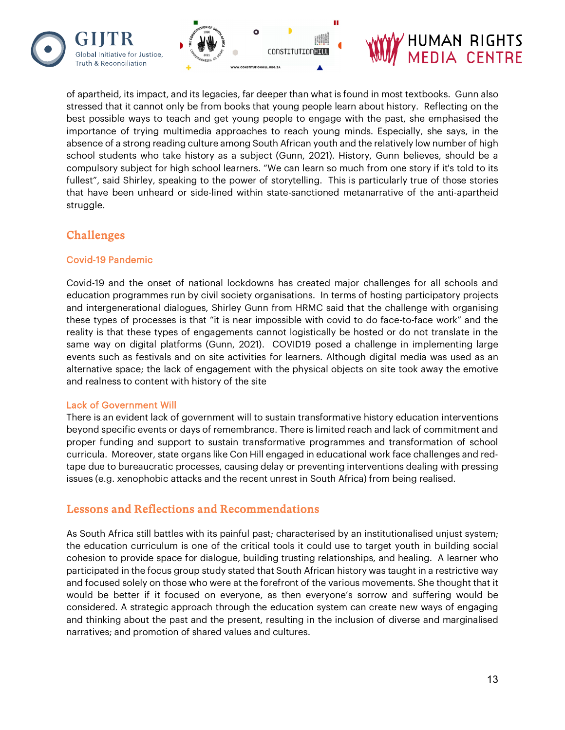of apartheid, its impact, and its legacies, far deeper than what is found in most textbooks. Gunn also stressed that it cannot only be from books that young people learn about history. Reflecting on the best possible ways to teach and get young people to engage with the past, she emphasised the importance of trying multimedia approaches to reach young minds. Especially, she says, in the absence of a strong reading culture among South African youth and the relatively low number of high school students who take history as a subject (Gunn, 2021). History, Gunn believes, should be a compulsory subject for high school learners. "We can learn so much from one story if it's told to its fullest", said Shirley, speaking to the power of storytelling. This is particularly true of those stories that have been unheard or side-lined within state-sanctioned metanarrative of the anti-apartheid struggle.

## Challenges

### Covid-19 Pandemic

Covid-19 and the onset of national lockdowns has created major challenges for all schools and education programmes run by civil society organisations. In terms of hosting participatory projects and intergenerational dialogues, Shirley Gunn from HRMC said that the challenge with organising these types of processes is that "it is near impossible with covid to do face-to-face work" and the reality is that these types of engagements cannot logistically be hosted or do not translate in the same way on digital platforms (Gunn, 2021). COVID19 posed a challenge in implementing large events such as festivals and on site activities for learners. Although digital media was used as an alternative space; the lack of engagement with the physical objects on site took away the emotive and realness to content with history of the site

### Lack of Government Will

There is an evident lack of government will to sustain transformative history education interventions beyond specific events or days of remembrance. There is limited reach and lack of commitment and proper funding and support to sustain transformative programmes and transformation of school curricula. Moreover, state organs like Con Hill engaged in educational work face challenges and red-tape due to bureaucratic processes, causing delay or preventing interventions dealing with pressing issues (e.g. xenophobic attacks and the recent unrest in South Africa) from being realised.

## Lessons and Reflections and Recommendations

As South Africa still battles with its painful past; characterised by an institutionalised unjust system; the education curriculum is one of the critical tools it could use to target youth in building social cohesion to provide space for dialogue, building trusting relationships, and healing. A learner who participated in the focus group study stated that South African history was taught in a restrictive way and focused solely on those who were at the forefront of the various movements. She thought that it would be better if it focused on everyone, as then everyone's sorrow and suffering would be considered. A strategic approach through the education system can create new ways of engaging and thinking about the past and the present, resulting in the inclusion of diverse and marginalised narratives; and promotion of shared values and cultures.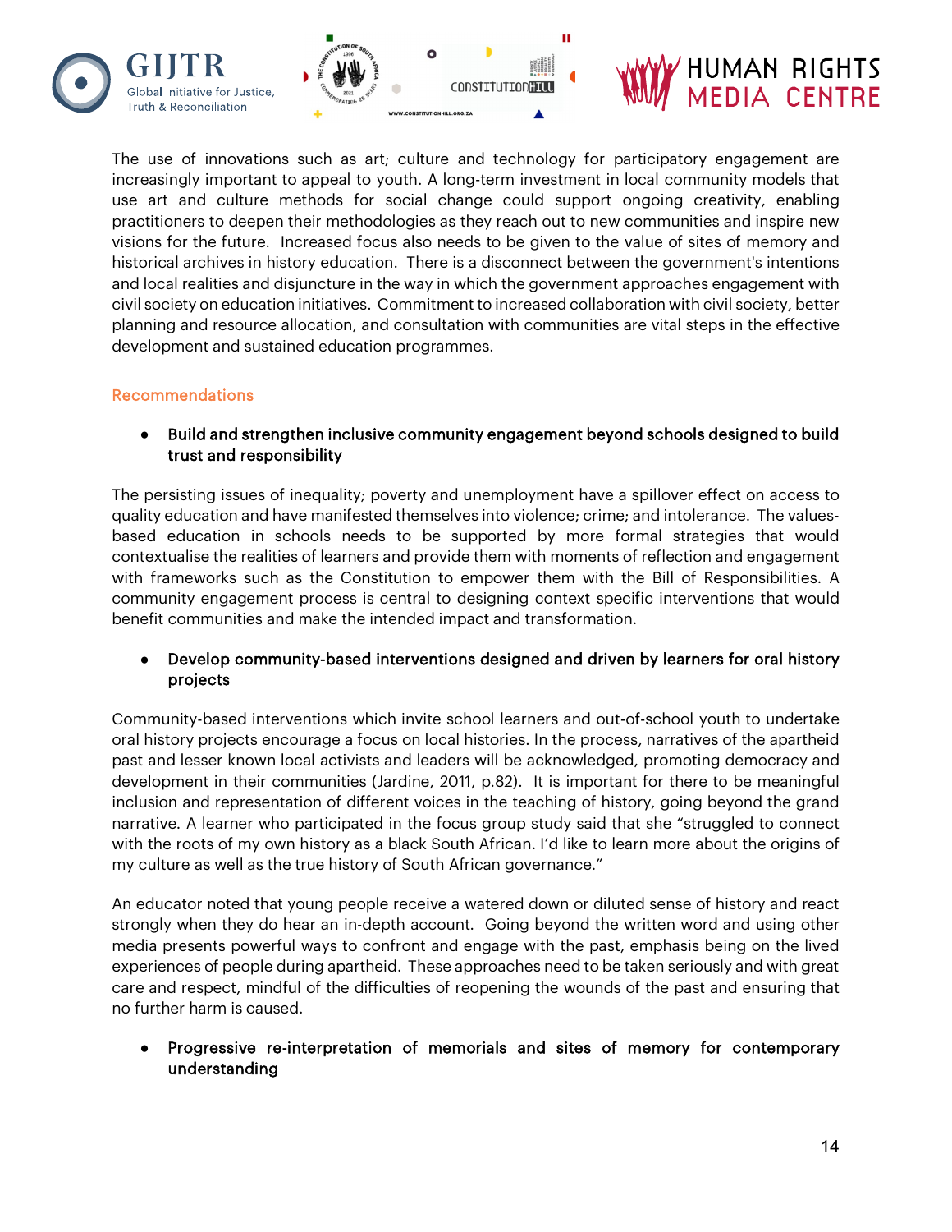The use of innovations such as art; culture and technology for participatory engagement are increasingly important to appeal to youth. A long-term investment in local community models that use art and culture methods for social change could support ongoing creativity, enabling practitioners to deepen their methodologies as they reach out to new communities and inspire new visions for the future. Increased focus also needs to be given to the value of sites of memory and historical archives in history education. There is a disconnect between the government's intentions and local realities and disjuncture in the way in which the government approaches engagement with civil society on education initiatives. Commitment to increased collaboration with civil society, better planning and resource allocation, and consultation with communities are vital steps in the effective development and sustained education programmes.

## Recommendations

- **Build and strengthen inclusive community engagement beyond schools designed to build trust and responsibility**

The persisting issues of inequality; poverty and unemployment have a spillover effect on access to quality education and have manifested themselves into violence; crime; and intolerance. The values-based education in schools needs to be supported by more formal strategies that would contextualise the realities of learners and provide them with moments of reflection and engagement with frameworks such as the Constitution to empower them with the Bill of Responsibilities. A community engagement process is central to designing context specific interventions that would benefit communities and make the intended impact and transformation.

- **Develop community-based interventions designed and driven by learners for oral history projects**

Community-based interventions which invite school learners and out-of-school youth to undertake oral history projects encourage a focus on local histories. In the process, narratives of the apartheid past and lesser known local activists and leaders will be acknowledged, promoting democracy and development in their communities (Jardine, 2011, p.82). It is important for there to be meaningful inclusion and representation of different voices in the teaching of history, going beyond the grand narrative. A learner who participated in the focus group study said that she "struggled to connect with the roots of my own history as a black South African. I'd like to learn more about the origins of my culture as well as the true history of South African governance."

An educator noted that young people receive a watered down or diluted sense of history and react strongly when they do hear an in-depth account. Going beyond the written word and using other media presents powerful ways to confront and engage with the past, emphasis being on the lived experiences of people during apartheid. These approaches need to be taken seriously and with great care and respect, mindful of the difficulties of reopening the wounds of the past and ensuring that no further harm is caused.

- **Progressive re-interpretation of memorials and sites of memory for contemporary understanding**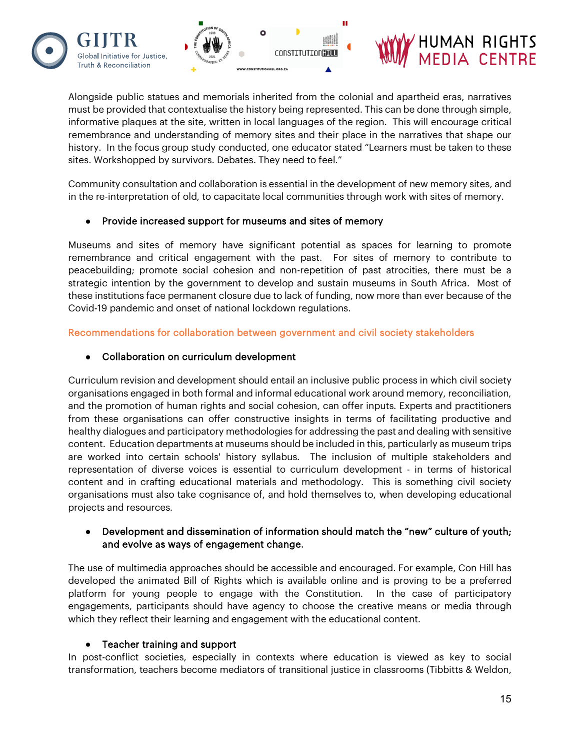Alongside public statues and memorials inherited from the colonial and apartheid eras, narratives must be provided that contextualise the history being represented. This can be done through simple, informative plaques at the site, written in local languages of the region. This will encourage critical remembrance and understanding of memory sites and their place in the narratives that shape our history. In the focus group study conducted, one educator stated "Learners must be taken to these sites. Workshopped by survivors. Debates. They need to feel."

Community consultation and collaboration is essential in the development of new memory sites, and in the re-interpretation of old, to capacitate local communities through work with sites of memory.

- Provide increased support for museums and sites of memory

Museums and sites of memory have significant potential as spaces for learning to promote remembrance and critical engagement with the past. For sites of memory to contribute to peacebuilding; promote social cohesion and non-repetition of past atrocities, there must be a strategic intention by the government to develop and sustain museums in South Africa. Most of these institutions face permanent closure due to lack of funding, now more than ever because of the Covid-19 pandemic and onset of national lockdown regulations.

### Recommendations for collaboration between government and civil society stakeholders

- Collaboration on curriculum development

Curriculum revision and development should entail an inclusive public process in which civil society organisations engaged in both formal and informal educational work around memory, reconciliation, and the promotion of human rights and social cohesion, can offer inputs. Experts and practitioners from these organisations can offer constructive insights in terms of facilitating productive and healthy dialogues and participatory methodologies for addressing the past and dealing with sensitive content. Education departments at museums should be included in this, particularly as museum trips are worked into certain schools' history syllabus. The inclusion of multiple stakeholders and representation of diverse voices is essential to curriculum development - in terms of historical content and in crafting educational materials and methodology. This is something civil society organisations must also take cognisance of, and hold themselves to, when developing educational projects and resources.

- Development and dissemination of information should match the "new" culture of youth; and evolve as ways of engagement change.

The use of multimedia approaches should be accessible and encouraged. For example, Con Hill has developed the animated Bill of Rights which is available online and is proving to be a preferred platform for young people to engage with the Constitution. In the case of participatory engagements, participants should have agency to choose the creative means or media through which they reflect their learning and engagement with the educational content.

- Teacher training and support

In post-conflict societies, especially in contexts where education is viewed as key to social transformation, teachers become mediators of transitional justice in classrooms (Tibbitts & Weldon,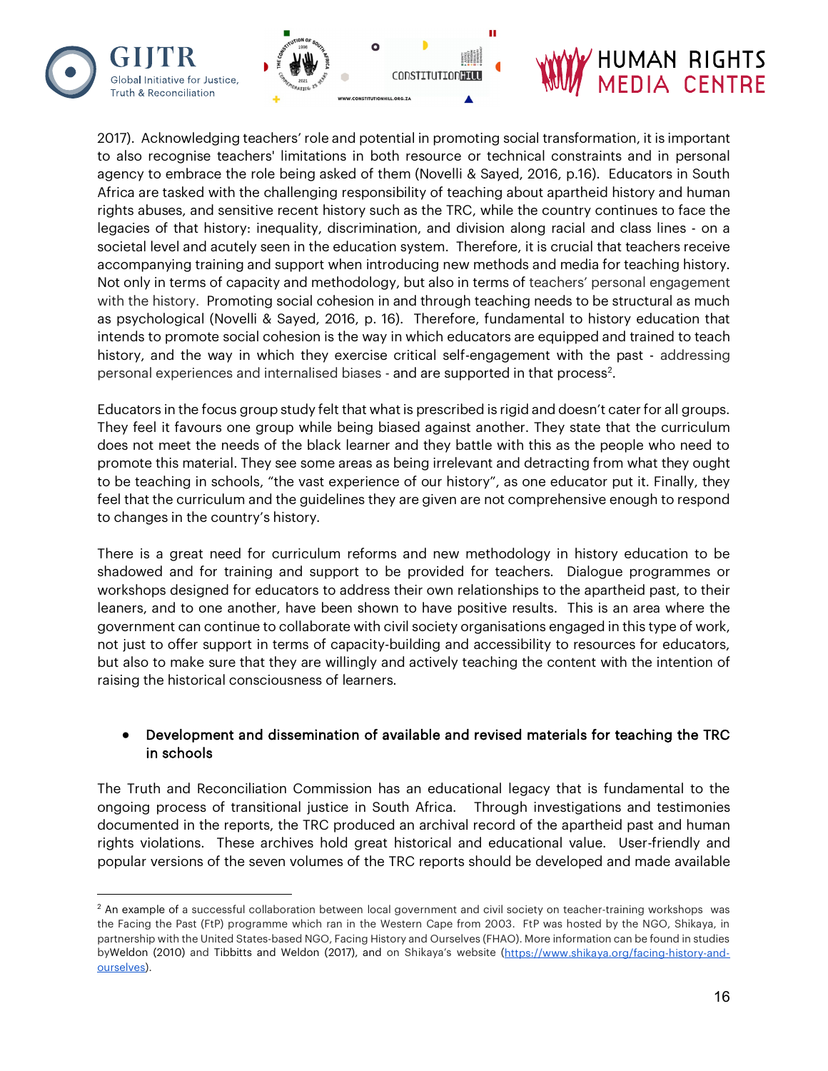2017). Acknowledging teachers' role and potential in promoting social transformation, it is important to also recognise teachers' limitations in both resource or technical constraints and in personal agency to embrace the role being asked of them (Novelli & Sayed, 2016, p.16). Educators in South Africa are tasked with the challenging responsibility of teaching about apartheid history and human rights abuses, and sensitive recent history such as the TRC, while the country continues to face the legacies of that history: inequality, discrimination, and division along racial and class lines - on a societal level and acutely seen in the education system. Therefore, it is crucial that teachers receive accompanying training and support when introducing new methods and media for teaching history. Not only in terms of capacity and methodology, but also in terms of teachers' personal engagement with the history. Promoting social cohesion in and through teaching needs to be structural as much as psychological (Novelli & Sayed, 2016, p. 16). Therefore, fundamental to history education that intends to promote social cohesion is the way in which educators are equipped and trained to teach history, and the way in which they exercise critical self-engagement with the past - addressing personal experiences and internalised biases - and are supported in that process[2].

Educators in the focus group study felt that what is prescribed is rigid and doesn't cater for all groups. They feel it favours one group while being biased against another. They state that the curriculum does not meet the needs of the black learner and they battle with this as the people who need to promote this material. They see some areas as being irrelevant and detracting from what they ought to be teaching in schools, "the vast experience of our history", as one educator put it. Finally, they feel that the curriculum and the guidelines they are given are not comprehensive enough to respond to changes in the country's history.

There is a great need for curriculum reforms and new methodology in history education to be shadowed and for training and support to be provided for teachers. Dialogue programmes or workshops designed for educators to address their own relationships to the apartheid past, to their leaners, and to one another, have been shown to have positive results. This is an area where the government can continue to collaborate with civil society organisations engaged in this type of work, not just to offer support in terms of capacity-building and accessibility to resources for educators, but also to make sure that they are willingly and actively teaching the content with the intention of raising the historical consciousness of learners.

- **Development and dissemination of available and revised materials for teaching the TRC in schools**

The Truth and Reconciliation Commission has an educational legacy that is fundamental to the ongoing process of transitional justice in South Africa. Through investigations and testimonies documented in the reports, the TRC produced an archival record of the apartheid past and human rights violations. These archives hold great historical and educational value. User-friendly and popular versions of the seven volumes of the TRC reports should be developed and made available

---

[2] An example of a successful collaboration between local government and civil society on teacher-training workshops was the Facing the Past (FtP) programme which ran in the Western Cape from 2003. FtP was hosted by the NGO, Shikaya, in partnership with the United States-based NGO, Facing History and Ourselves (FHAO). More information can be found in studies byWeldon (2010) and Tibbitts and Weldon (2017), and on Shikaya's website (https://www.shikaya.org/facing-history-and-ourselves).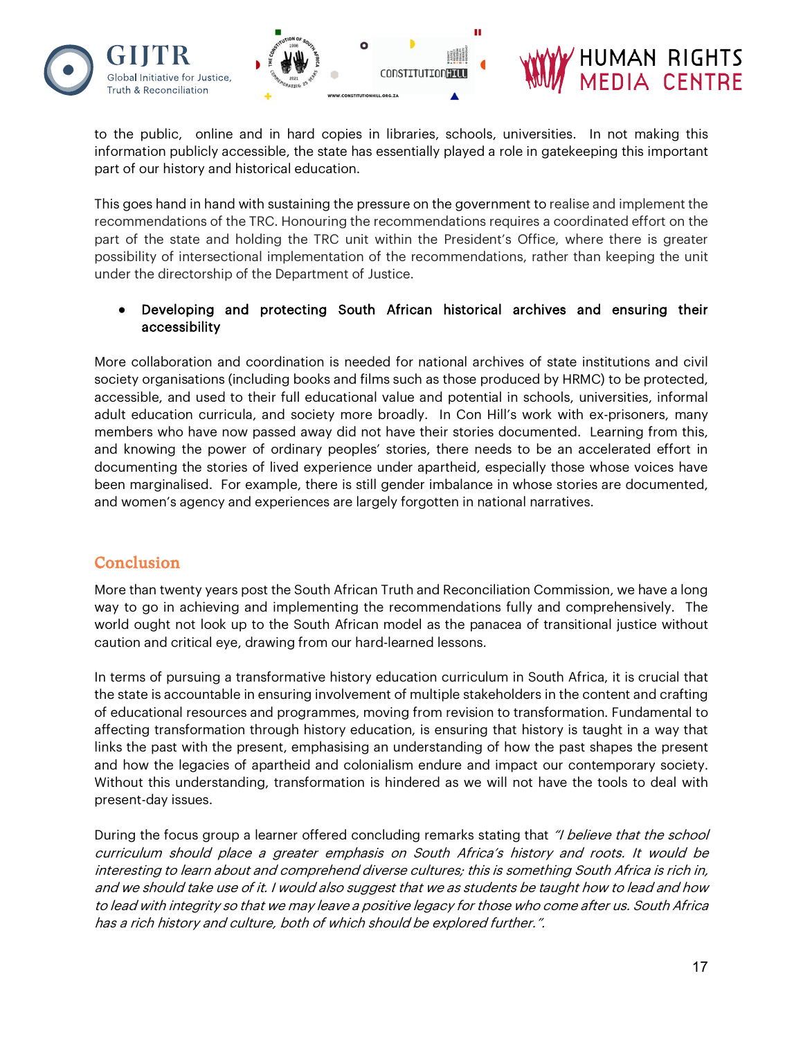to the public, online and in hard copies in libraries, schools, universities. In not making this information publicly accessible, the state has essentially played a role in gatekeeping this important part of our history and historical education.

This goes hand in hand with sustaining the pressure on the government to realise and implement the recommendations of the TRC. Honouring the recommendations requires a coordinated effort on the part of the state and holding the TRC unit within the President's Office, where there is greater possibility of intersectional implementation of the recommendations, rather than keeping the unit under the directorship of the Department of Justice.

- Developing and protecting South African historical archives and ensuring their accessibility

More collaboration and coordination is needed for national archives of state institutions and civil society organisations (including books and films such as those produced by HRMC) to be protected, accessible, and used to their full educational value and potential in schools, universities, informal adult education curricula, and society more broadly. In Con Hill's work with ex-prisoners, many members who have now passed away did not have their stories documented. Learning from this, and knowing the power of ordinary peoples' stories, there needs to be an accelerated effort in documenting the stories of lived experience under apartheid, especially those whose voices have been marginalised. For example, there is still gender imbalance in whose stories are documented, and women's agency and experiences are largely forgotten in national narratives.

## Conclusion

More than twenty years post the South African Truth and Reconciliation Commission, we have a long way to go in achieving and implementing the recommendations fully and comprehensively. The world ought not look up to the South African model as the panacea of transitional justice without caution and critical eye, drawing from our hard-learned lessons.

In terms of pursuing a transformative history education curriculum in South Africa, it is crucial that the state is accountable in ensuring involvement of multiple stakeholders in the content and crafting of educational resources and programmes, moving from revision to transformation. Fundamental to affecting transformation through history education, is ensuring that history is taught in a way that links the past with the present, emphasising an understanding of how the past shapes the present and how the legacies of apartheid and colonialism endure and impact our contemporary society. Without this understanding, transformation is hindered as we will not have the tools to deal with present-day issues.

During the focus group a learner offered concluding remarks stating that *"I believe that the school curriculum should place a greater emphasis on South Africa's history and roots. It would be interesting to learn about and comprehend diverse cultures; this is something South Africa is rich in, and we should take use of it. I would also suggest that we as students be taught how to lead and how to lead with integrity so that we may leave a positive legacy for those who come after us. South Africa has a rich history and culture, both of which should be explored further.".*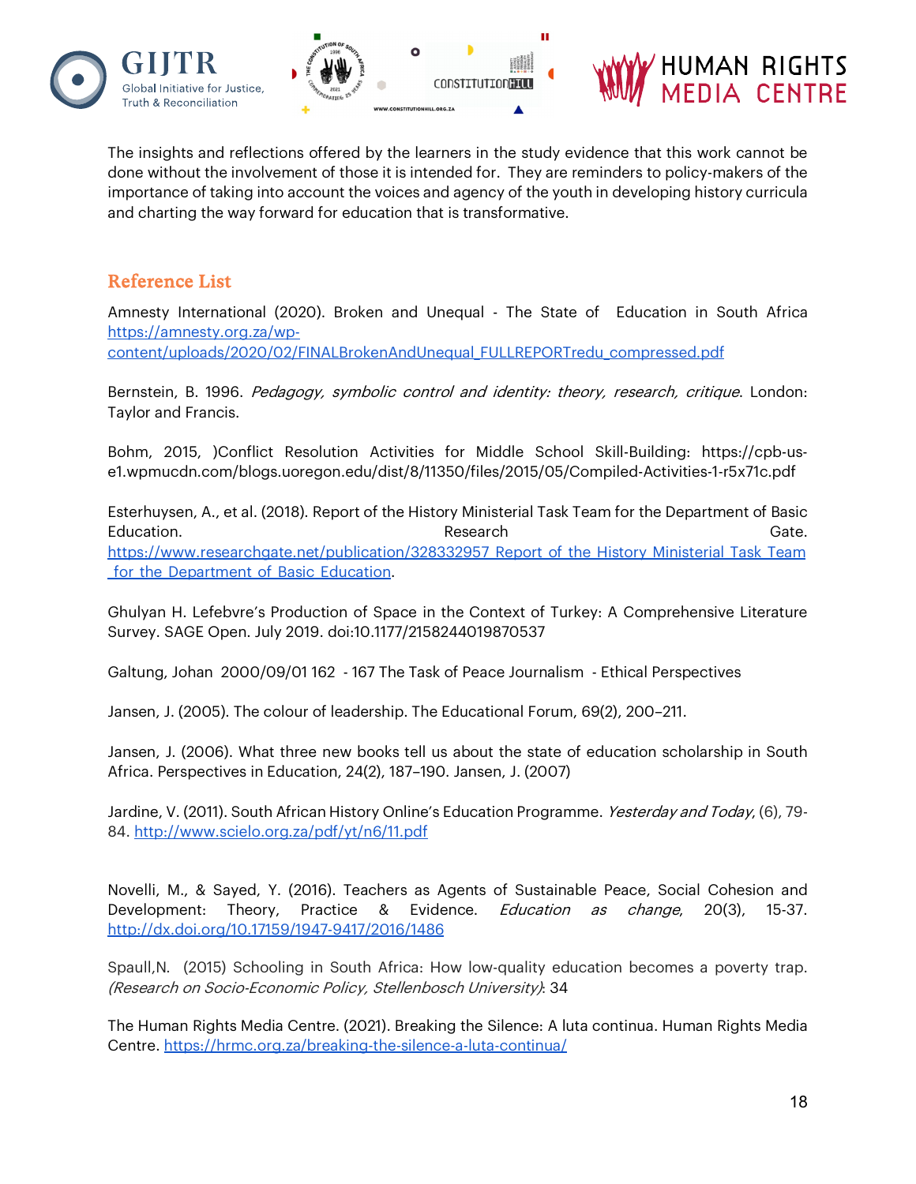The insights and reflections offered by the learners in the study evidence that this work cannot be done without the involvement of those it is intended for. They are reminders to policy-makers of the importance of taking into account the voices and agency of the youth in developing history curricula and charting the way forward for education that is transformative.

## Reference List

Amnesty International (2020). Broken and Unequal - The State of Education in South Africa https://amnesty.org.za/wp-content/uploads/2020/02/FINALBrokenAndUnequal_FULLREPORTredu_compressed.pdf

Bernstein, B. 1996. *Pedagogy, symbolic control and identity: theory, research, critique*. London: Taylor and Francis.

Bohm, 2015, )Conflict Resolution Activities for Middle School Skill-Building: https://cpb-us-e1.wpmucdn.com/blogs.uoregon.edu/dist/8/11350/files/2015/05/Compiled-Activities-1-r5x71c.pdf

Esterhuysen, A., et al. (2018). Report of the History Ministerial Task Team for the Department of Basic Education. Research Gate. https://www.researchgate.net/publication/328332957_Report_of_the_History_Ministerial_Task_Team_for_the_Department_of_Basic_Education.

Ghulyan H. Lefebvre's Production of Space in the Context of Turkey: A Comprehensive Literature Survey. SAGE Open. July 2019. doi:10.1177/2158244019870537

Galtung, Johan 2000/09/01 162 - 167 The Task of Peace Journalism - Ethical Perspectives

Jansen, J. (2005). The colour of leadership. The Educational Forum, 69(2), 200–211.

Jansen, J. (2006). What three new books tell us about the state of education scholarship in South Africa. Perspectives in Education, 24(2), 187–190. Jansen, J. (2007)

Jardine, V. (2011). South African History Online's Education Programme. *Yesterday and Today*, (6), 79-84. http://www.scielo.org.za/pdf/yt/n6/11.pdf

Novelli, M., & Sayed, Y. (2016). Teachers as Agents of Sustainable Peace, Social Cohesion and Development: Theory, Practice & Evidence. *Education as change*, 20(3), 15-37. http://dx.doi.org/10.17159/1947-9417/2016/1486

Spaull,N. (2015) Schooling in South Africa: How low-quality education becomes a poverty trap. *(Research on Socio-Economic Policy, Stellenbosch University)*: 34

The Human Rights Media Centre. (2021). Breaking the Silence: A luta continua. Human Rights Media Centre. https://hrmc.org.za/breaking-the-silence-a-luta-continua/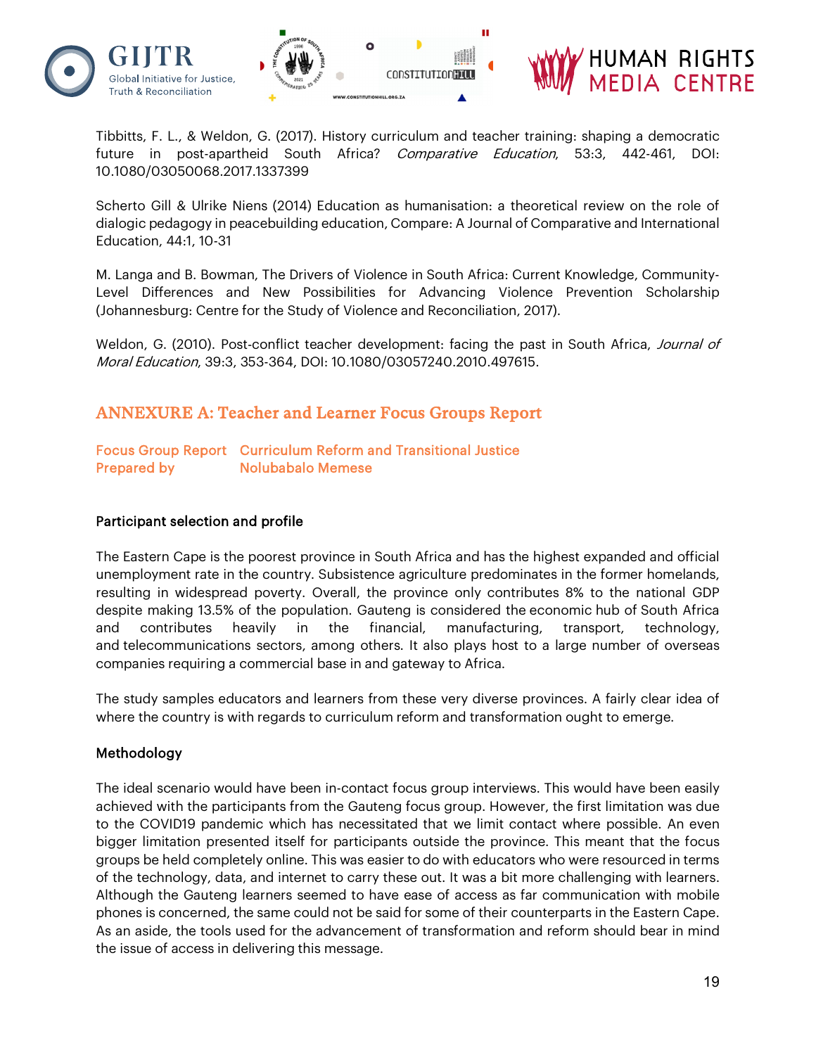Tibbitts, F. L., & Weldon, G. (2017). History curriculum and teacher training: shaping a democratic future in post-apartheid South Africa? *Comparative Education*, 53:3, 442-461, DOI: 10.1080/03050068.2017.1337399

Scherto Gill & Ulrike Niens (2014) Education as humanisation: a theoretical review on the role of dialogic pedagogy in peacebuilding education, Compare: A Journal of Comparative and International Education, 44:1, 10-31

M. Langa and B. Bowman, The Drivers of Violence in South Africa: Current Knowledge, Community-Level Differences and New Possibilities for Advancing Violence Prevention Scholarship (Johannesburg: Centre for the Study of Violence and Reconciliation, 2017).

Weldon, G. (2010). Post-conflict teacher development: facing the past in South Africa, *Journal of Moral Education*, 39:3, 353-364, DOI: 10.1080/03057240.2010.497615.

## ANNEXURE A: Teacher and Learner Focus Groups Report

| Focus Group Report | Curriculum Reform and Transitional Justice |
|---|---|
| Prepared by | Nolubabalo Memese |

### Participant selection and profile

The Eastern Cape is the poorest province in South Africa and has the highest expanded and official unemployment rate in the country. Subsistence agriculture predominates in the former homelands, resulting in widespread poverty. Overall, the province only contributes 8% to the national GDP despite making 13.5% of the population. Gauteng is considered the economic hub of South Africa and contributes heavily in the financial, manufacturing, transport, technology, and telecommunications sectors, among others. It also plays host to a large number of overseas companies requiring a commercial base in and gateway to Africa.

The study samples educators and learners from these very diverse provinces. A fairly clear idea of where the country is with regards to curriculum reform and transformation ought to emerge.

### Methodology

The ideal scenario would have been in-contact focus group interviews. This would have been easily achieved with the participants from the Gauteng focus group. However, the first limitation was due to the COVID19 pandemic which has necessitated that we limit contact where possible. An even bigger limitation presented itself for participants outside the province. This meant that the focus groups be held completely online. This was easier to do with educators who were resourced in terms of the technology, data, and internet to carry these out. It was a bit more challenging with learners. Although the Gauteng learners seemed to have ease of access as far communication with mobile phones is concerned, the same could not be said for some of their counterparts in the Eastern Cape. As an aside, the tools used for the advancement of transformation and reform should bear in mind the issue of access in delivering this message.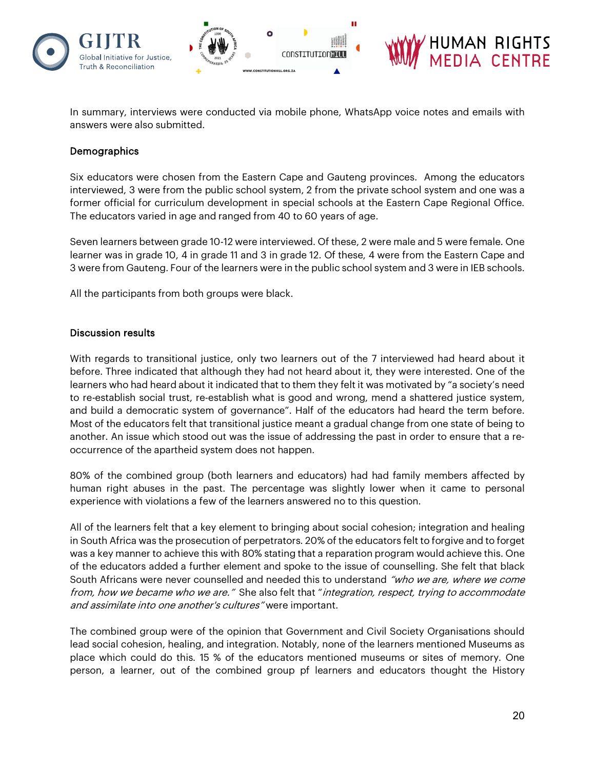In summary, interviews were conducted via mobile phone, WhatsApp voice notes and emails with answers were also submitted.

**Demographics**

Six educators were chosen from the Eastern Cape and Gauteng provinces. Among the educators interviewed, 3 were from the public school system, 2 from the private school system and one was a former official for curriculum development in special schools at the Eastern Cape Regional Office. The educators varied in age and ranged from 40 to 60 years of age.

Seven learners between grade 10-12 were interviewed. Of these, 2 were male and 5 were female. One learner was in grade 10, 4 in grade 11 and 3 in grade 12. Of these, 4 were from the Eastern Cape and 3 were from Gauteng. Four of the learners were in the public school system and 3 were in IEB schools.

All the participants from both groups were black.

**Discussion results**

With regards to transitional justice, only two learners out of the 7 interviewed had heard about it before. Three indicated that although they had not heard about it, they were interested. One of the learners who had heard about it indicated that to them they felt it was motivated by "a society's need to re-establish social trust, re-establish what is good and wrong, mend a shattered justice system, and build a democratic system of governance". Half of the educators had heard the term before. Most of the educators felt that transitional justice meant a gradual change from one state of being to another. An issue which stood out was the issue of addressing the past in order to ensure that a re-occurrence of the apartheid system does not happen.

80% of the combined group (both learners and educators) had had family members affected by human right abuses in the past. The percentage was slightly lower when it came to personal experience with violations a few of the learners answered no to this question.

All of the learners felt that a key element to bringing about social cohesion; integration and healing in South Africa was the prosecution of perpetrators. 20% of the educators felt to forgive and to forget was a key manner to achieve this with 80% stating that a reparation program would achieve this. One of the educators added a further element and spoke to the issue of counselling. She felt that black South Africans were never counselled and needed this to understand *"who we are, where we come from, how we became who we are."* She also felt that "*integration, respect, trying to accommodate and assimilate into one another's cultures"* were important.

The combined group were of the opinion that Government and Civil Society Organisations should lead social cohesion, healing, and integration. Notably, none of the learners mentioned Museums as place which could do this. 15 % of the educators mentioned museums or sites of memory. One person, a learner, out of the combined group pf learners and educators thought the History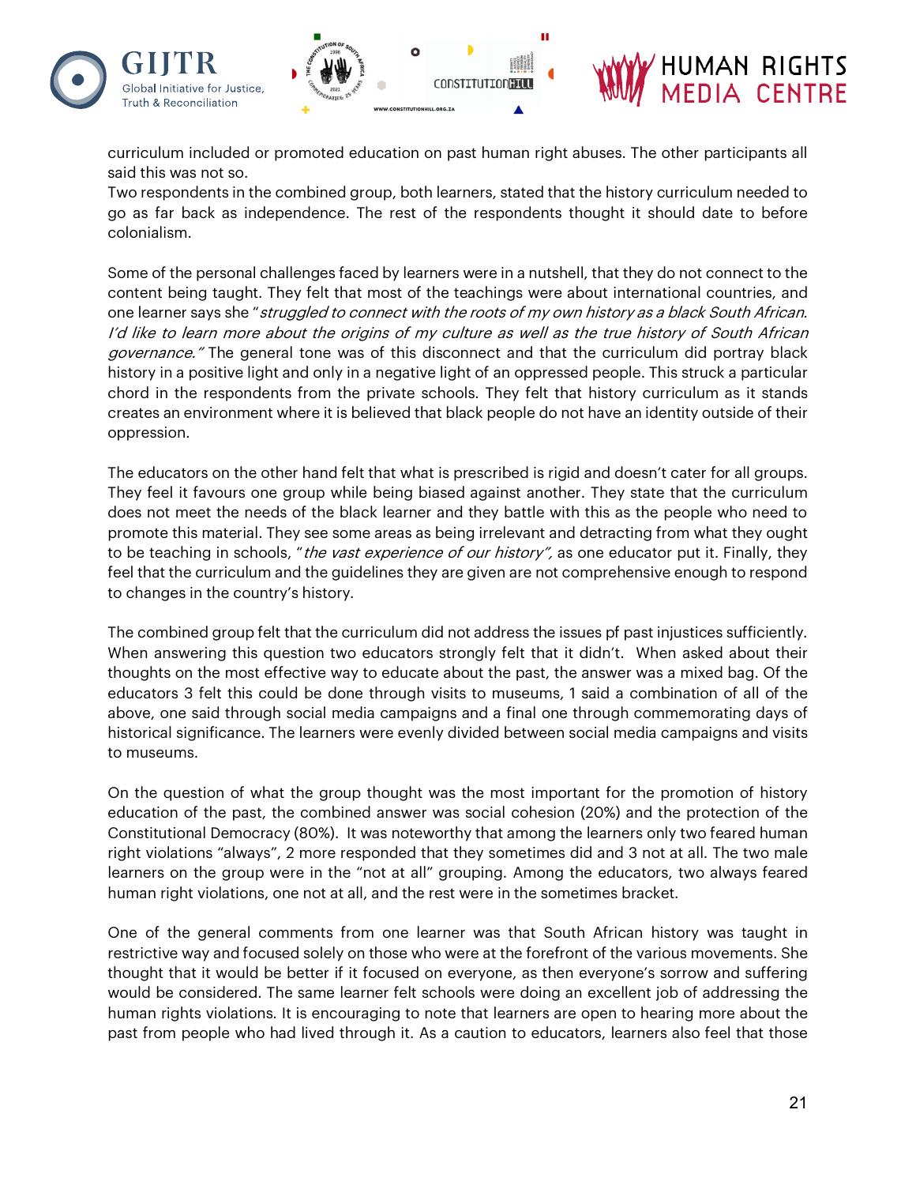curriculum included or promoted education on past human right abuses. The other participants all said this was not so.
Two respondents in the combined group, both learners, stated that the history curriculum needed to go as far back as independence. The rest of the respondents thought it should date to before colonialism.

Some of the personal challenges faced by learners were in a nutshell, that they do not connect to the content being taught. They felt that most of the teachings were about international countries, and one learner says she "*struggled to connect with the roots of my own history as a black South African. I'd like to learn more about the origins of my culture as well as the true history of South African governance.*" The general tone was of this disconnect and that the curriculum did portray black history in a positive light and only in a negative light of an oppressed people. This struck a particular chord in the respondents from the private schools. They felt that history curriculum as it stands creates an environment where it is believed that black people do not have an identity outside of their oppression.

The educators on the other hand felt that what is prescribed is rigid and doesn't cater for all groups. They feel it favours one group while being biased against another. They state that the curriculum does not meet the needs of the black learner and they battle with this as the people who need to promote this material. They see some areas as being irrelevant and detracting from what they ought to be teaching in schools, "*the vast experience of our history",* as one educator put it. Finally, they feel that the curriculum and the guidelines they are given are not comprehensive enough to respond to changes in the country's history.

The combined group felt that the curriculum did not address the issues pf past injustices sufficiently. When answering this question two educators strongly felt that it didn't. When asked about their thoughts on the most effective way to educate about the past, the answer was a mixed bag. Of the educators 3 felt this could be done through visits to museums, 1 said a combination of all of the above, one said through social media campaigns and a final one through commemorating days of historical significance. The learners were evenly divided between social media campaigns and visits to museums.

On the question of what the group thought was the most important for the promotion of history education of the past, the combined answer was social cohesion (20%) and the protection of the Constitutional Democracy (80%). It was noteworthy that among the learners only two feared human right violations "always", 2 more responded that they sometimes did and 3 not at all. The two male learners on the group were in the "not at all" grouping. Among the educators, two always feared human right violations, one not at all, and the rest were in the sometimes bracket.

One of the general comments from one learner was that South African history was taught in restrictive way and focused solely on those who were at the forefront of the various movements. She thought that it would be better if it focused on everyone, as then everyone's sorrow and suffering would be considered. The same learner felt schools were doing an excellent job of addressing the human rights violations. It is encouraging to note that learners are open to hearing more about the past from people who had lived through it. As a caution to educators, learners also feel that those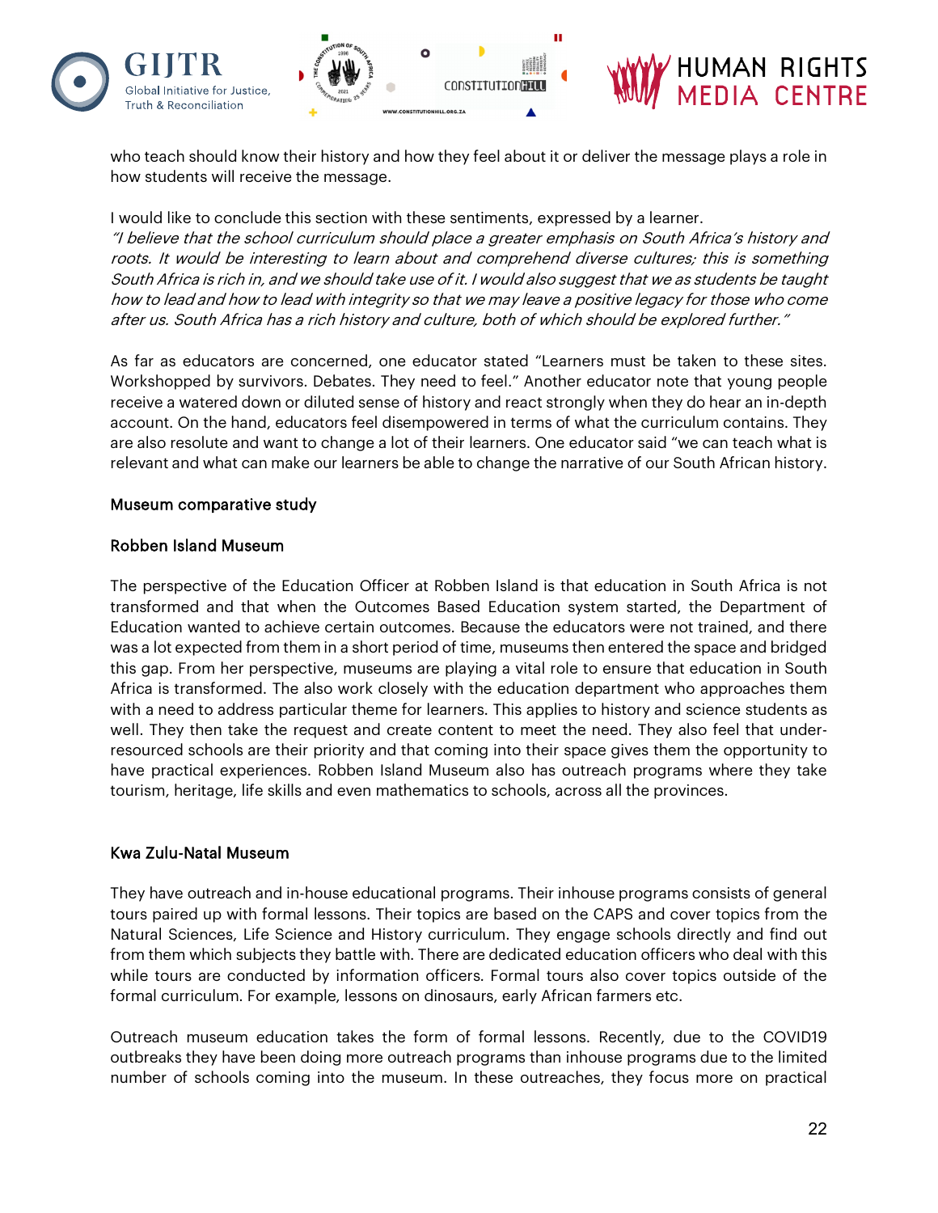who teach should know their history and how they feel about it or deliver the message plays a role in how students will receive the message.

I would like to conclude this section with these sentiments, expressed by a learner.
*"I believe that the school curriculum should place a greater emphasis on South Africa's history and roots. It would be interesting to learn about and comprehend diverse cultures; this is something South Africa is rich in, and we should take use of it. I would also suggest that we as students be taught how to lead and how to lead with integrity so that we may leave a positive legacy for those who come after us. South Africa has a rich history and culture, both of which should be explored further."*

As far as educators are concerned, one educator stated "Learners must be taken to these sites. Workshopped by survivors. Debates. They need to feel." Another educator note that young people receive a watered down or diluted sense of history and react strongly when they do hear an in-depth account. On the hand, educators feel disempowered in terms of what the curriculum contains. They are also resolute and want to change a lot of their learners. One educator said "we can teach what is relevant and what can make our learners be able to change the narrative of our South African history.

**Museum comparative study**

**Robben Island Museum**

The perspective of the Education Officer at Robben Island is that education in South Africa is not transformed and that when the Outcomes Based Education system started, the Department of Education wanted to achieve certain outcomes. Because the educators were not trained, and there was a lot expected from them in a short period of time, museums then entered the space and bridged this gap. From her perspective, museums are playing a vital role to ensure that education in South Africa is transformed. The also work closely with the education department who approaches them with a need to address particular theme for learners. This applies to history and science students as well. They then take the request and create content to meet the need. They also feel that under-resourced schools are their priority and that coming into their space gives them the opportunity to have practical experiences. Robben Island Museum also has outreach programs where they take tourism, heritage, life skills and even mathematics to schools, across all the provinces.

**Kwa Zulu-Natal Museum**

They have outreach and in-house educational programs. Their inhouse programs consists of general tours paired up with formal lessons. Their topics are based on the CAPS and cover topics from the Natural Sciences, Life Science and History curriculum. They engage schools directly and find out from them which subjects they battle with. There are dedicated education officers who deal with this while tours are conducted by information officers. Formal tours also cover topics outside of the formal curriculum. For example, lessons on dinosaurs, early African farmers etc.

Outreach museum education takes the form of formal lessons. Recently, due to the COVID19 outbreaks they have been doing more outreach programs than inhouse programs due to the limited number of schools coming into the museum. In these outreaches, they focus more on practical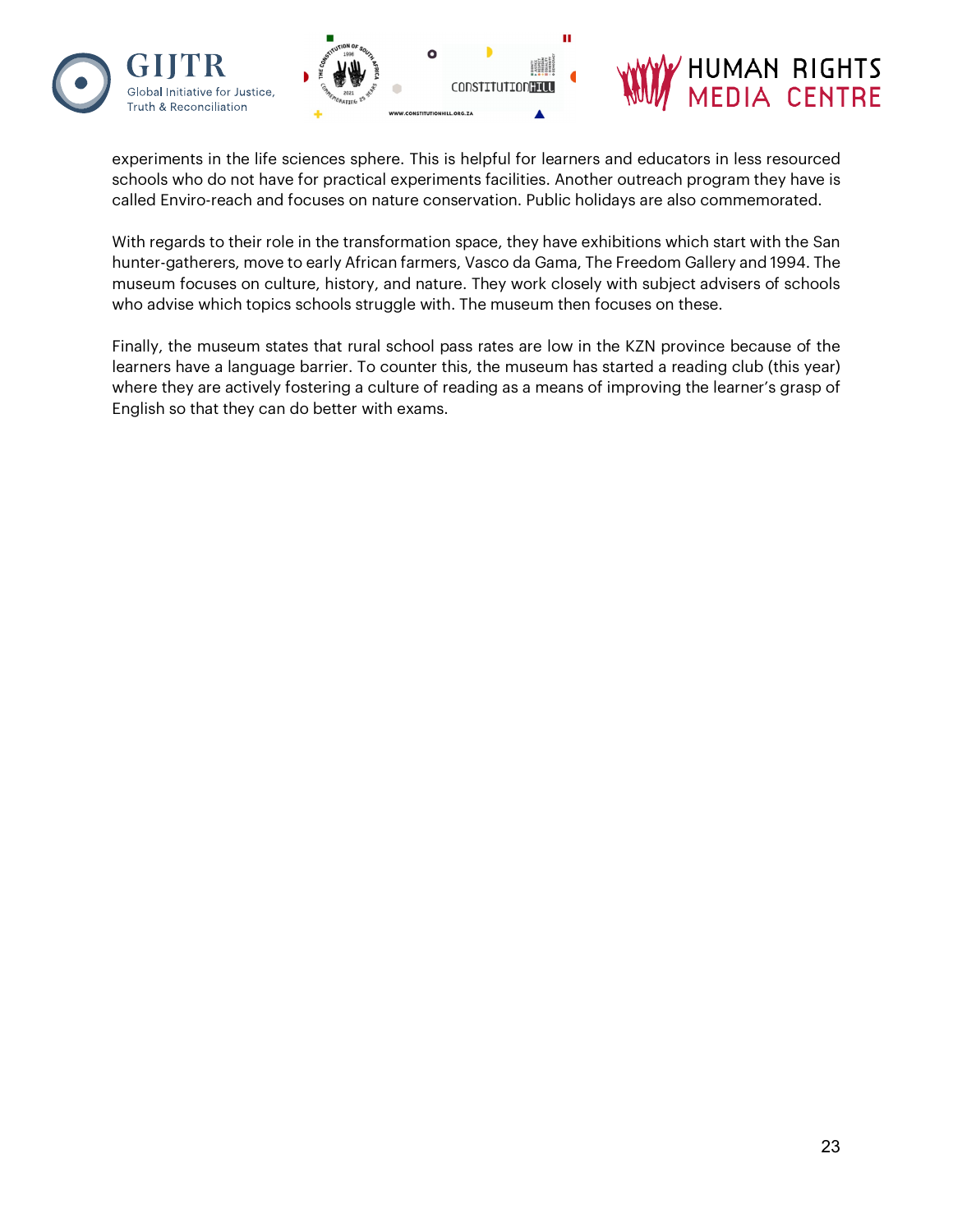experiments in the life sciences sphere. This is helpful for learners and educators in less resourced schools who do not have for practical experiments facilities. Another outreach program they have is called Enviro-reach and focuses on nature conservation. Public holidays are also commemorated.

With regards to their role in the transformation space, they have exhibitions which start with the San hunter-gatherers, move to early African farmers, Vasco da Gama, The Freedom Gallery and 1994. The museum focuses on culture, history, and nature. They work closely with subject advisers of schools who advise which topics schools struggle with. The museum then focuses on these.

Finally, the museum states that rural school pass rates are low in the KZN province because of the learners have a language barrier. To counter this, the museum has started a reading club (this year) where they are actively fostering a culture of reading as a means of improving the learner's grasp of English so that they can do better with exams.